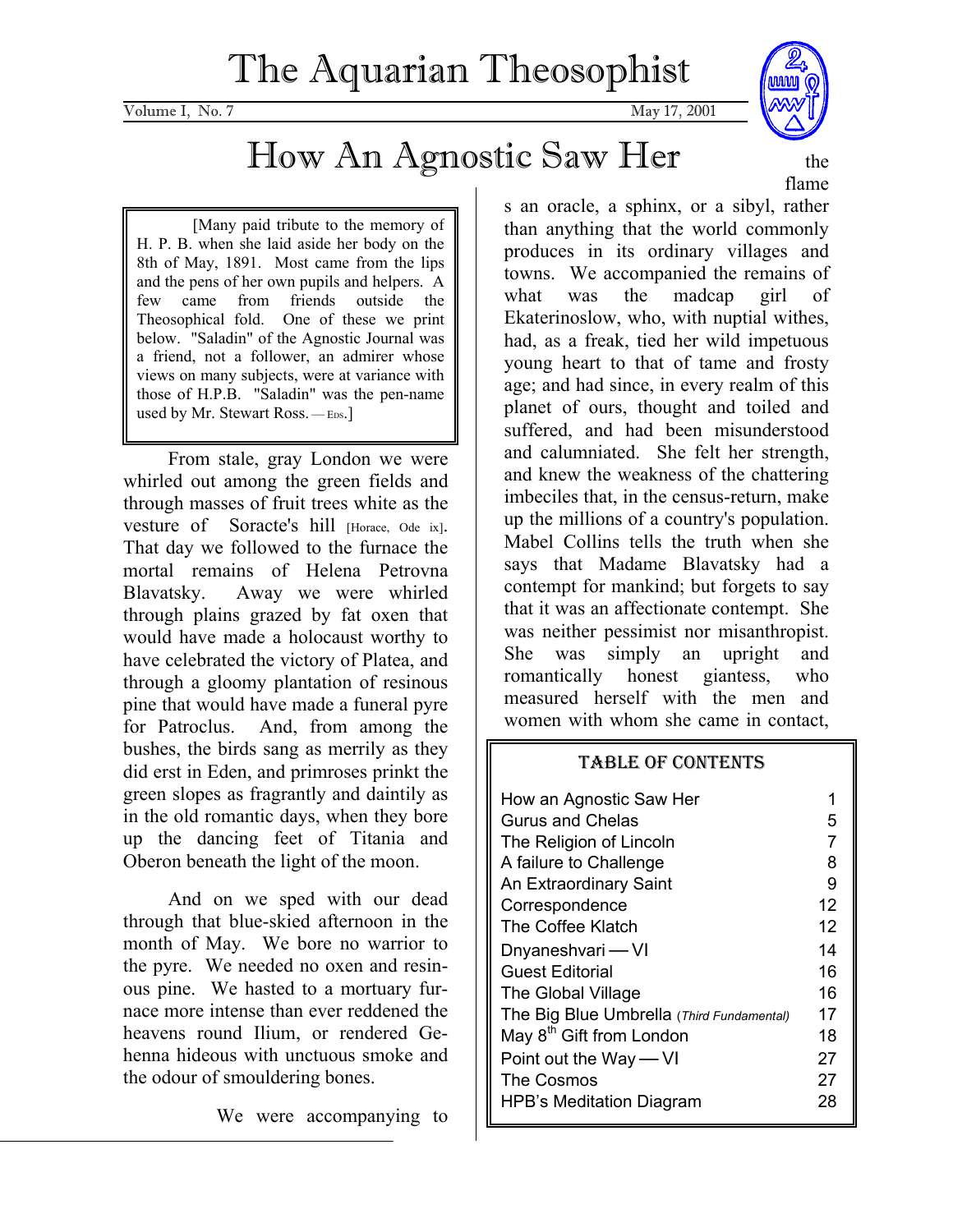# The Aquarian Theosophist

Volume I, No. 7 May 17, 2001

# How An Agnostic Saw Her

[Many paid tribute to the memory of H. P. B. when she laid aside her body on the 8th of May, 1891. Most came from the lips and the pens of her own pupils and helpers. A few came from friends outside the Theosophical fold. One of these we print below. "Saladin" of the Agnostic Journal was a friend, not a follower, an admirer whose views on many subjects, were at variance with those of H.P.B. "Saladin" was the pen-name used by Mr. Stewart Ross. — EDS.]

From stale, gray London we were whirled out among the green fields and through masses of fruit trees white as the vesture of Soracte's hill [Horace, Ode ix]. That day we followed to the furnace the mortal remains of Helena Petrovna Blavatsky. Away we were whirled through plains grazed by fat oxen that would have made a holocaust worthy to have celebrated the victory of Platea, and through a gloomy plantation of resinous pine that would have made a funeral pyre for Patroclus. And, from among the bushes, the birds sang as merrily as they did erst in Eden, and primroses prinkt the green slopes as fragrantly and daintily as in the old romantic days, when they bore up the dancing feet of Titania and Oberon beneath the light of the moon.

And on we sped with our dead through that blue-skied afternoon in the month of May. We bore no warrior to the pyre. We needed no oxen and resinous pine. We hasted to a mortuary furnace more intense than ever reddened the heavens round Ilium, or rendered Gehenna hideous with unctuous smoke and the odour of smouldering bones.

We were accompanying to the flame s an oracle, a sphinx, or a sibyl, rather than anything that the world commonly produces in its ordinary villages and towns. We accompanied the remains of what was the madcap girl of Ekaterinoslow, who, with nuptial withes, had, as a freak, tied her wild impetuous young heart to that of tame and frosty age; and had since, in every realm of this planet of ours, thought and toiled and suffered, and had been misunderstood and calumniated. She felt her strength, and knew the weakness of the chattering imbeciles that, in the census-return, make up the millions of a country's population. Mabel Collins tells the truth when she says that Madame Blavatsky had a contempt for mankind; but forgets to say that it was an affectionate contempt. She was neither pessimist nor misanthropist. She was simply an upright and romantically honest giantess, who measured herself with the men and women with whom she came in contact,

## Table of Contents

| | |
|---|---|
| How an Agnostic Saw Her | 1 |
| Gurus and Chelas | 5 |
| The Religion of Lincoln | 7 |
| A failure to Challenge | 8 |
| An Extraordinary Saint | 9 |
| Correspondence | 12 |
| The Coffee Klatch | 12 |
| Dnyaneshvari — VI | 14 |
| Guest Editorial | 16 |
| The Global Village | 16 |
| The Big Blue Umbrella (*Third Fundamental*) | 17 |
| May 8th Gift from London | 18 |
| Point out the Way — VI | 27 |
| The Cosmos | 27 |
| HPB's Meditation Diagram | 28 |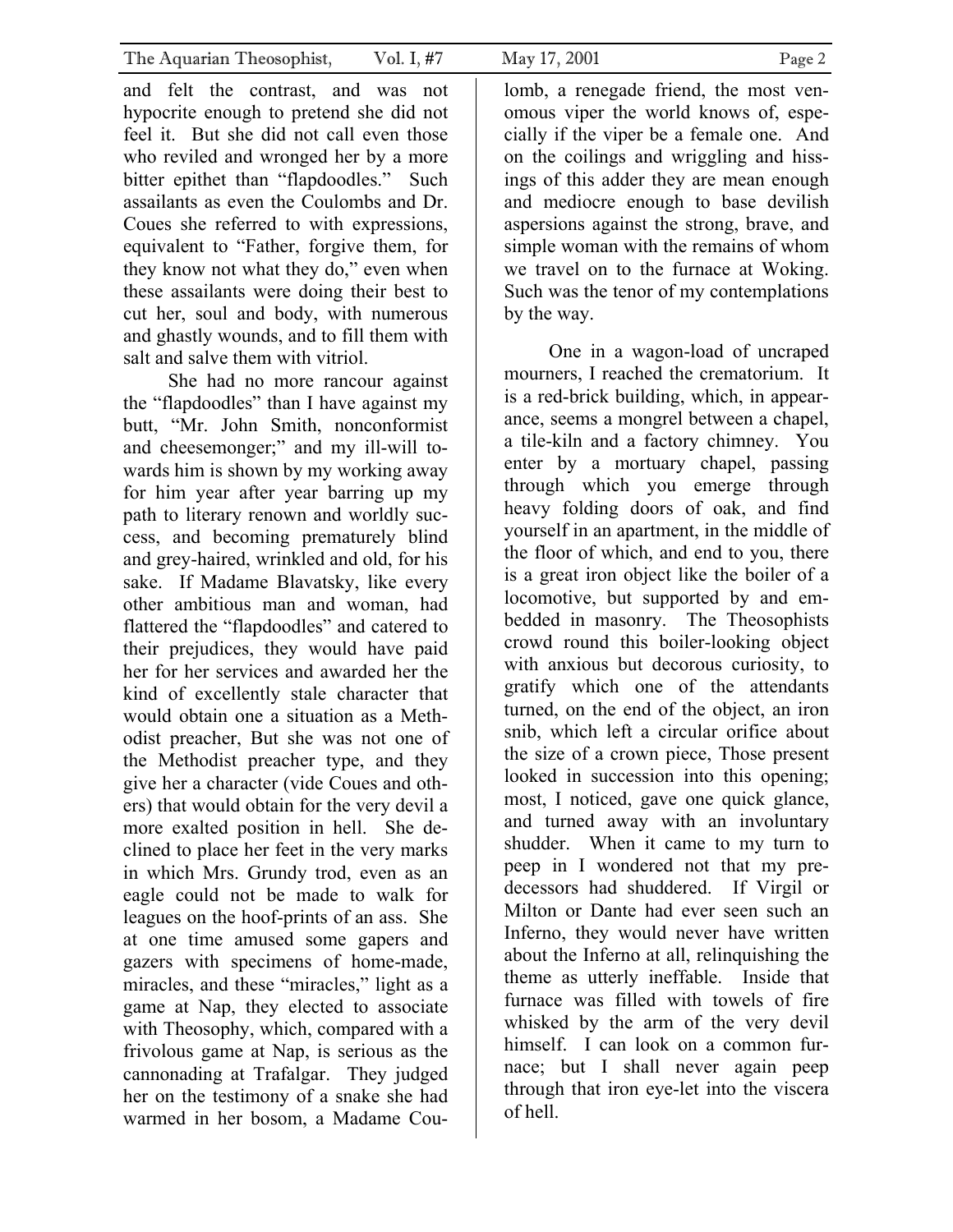and felt the contrast, and was not hypocrite enough to pretend she did not feel it. But she did not call even those who reviled and wronged her by a more bitter epithet than "flapdoodles." Such assailants as even the Coulombs and Dr. Coues she referred to with expressions, equivalent to "Father, forgive them, for they know not what they do," even when these assailants were doing their best to cut her, soul and body, with numerous and ghastly wounds, and to fill them with salt and salve them with vitriol.

She had no more rancour against the "flapdoodles" than I have against my butt, "Mr. John Smith, nonconformist and cheesemonger;" and my ill-will towards him is shown by my working away for him year after year barring up my path to literary renown and worldly success, and becoming prematurely blind and grey-haired, wrinkled and old, for his sake. If Madame Blavatsky, like every other ambitious man and woman, had flattered the "flapdoodles" and catered to their prejudices, they would have paid her for her services and awarded her the kind of excellently stale character that would obtain one a situation as a Methodist preacher, But she was not one of the Methodist preacher type, and they give her a character (vide Coues and others) that would obtain for the very devil a more exalted position in hell. She declined to place her feet in the very marks in which Mrs. Grundy trod, even as an eagle could not be made to walk for leagues on the hoof-prints of an ass. She at one time amused some gapers and gazers with specimens of home-made, miracles, and these "miracles," light as a game at Nap, they elected to associate with Theosophy, which, compared with a frivolous game at Nap, is serious as the cannonading at Trafalgar. They judged her on the testimony of a snake she had warmed in her bosom, a Madame Coulomb, a renegade friend, the most venomous viper the world knows of, especially if the viper be a female one. And on the coilings and wriggling and hissings of this adder they are mean enough and mediocre enough to base devilish aspersions against the strong, brave, and simple woman with the remains of whom we travel on to the furnace at Woking. Such was the tenor of my contemplations by the way.

One in a wagon-load of uncraped mourners, I reached the crematorium. It is a red-brick building, which, in appearance, seems a mongrel between a chapel, a tile-kiln and a factory chimney. You enter by a mortuary chapel, passing through which you emerge through heavy folding doors of oak, and find yourself in an apartment, in the middle of the floor of which, and end to you, there is a great iron object like the boiler of a locomotive, but supported by and embedded in masonry. The Theosophists crowd round this boiler-looking object with anxious but decorous curiosity, to gratify which one of the attendants turned, on the end of the object, an iron snib, which left a circular orifice about the size of a crown piece, Those present looked in succession into this opening; most, I noticed, gave one quick glance, and turned away with an involuntary shudder. When it came to my turn to peep in I wondered not that my predecessors had shuddered. If Virgil or Milton or Dante had ever seen such an Inferno, they would never have written about the Inferno at all, relinquishing the theme as utterly ineffable. Inside that furnace was filled with towels of fire whisked by the arm of the very devil himself. I can look on a common furnace; but I shall never again peep through that iron eye-let into the viscera of hell.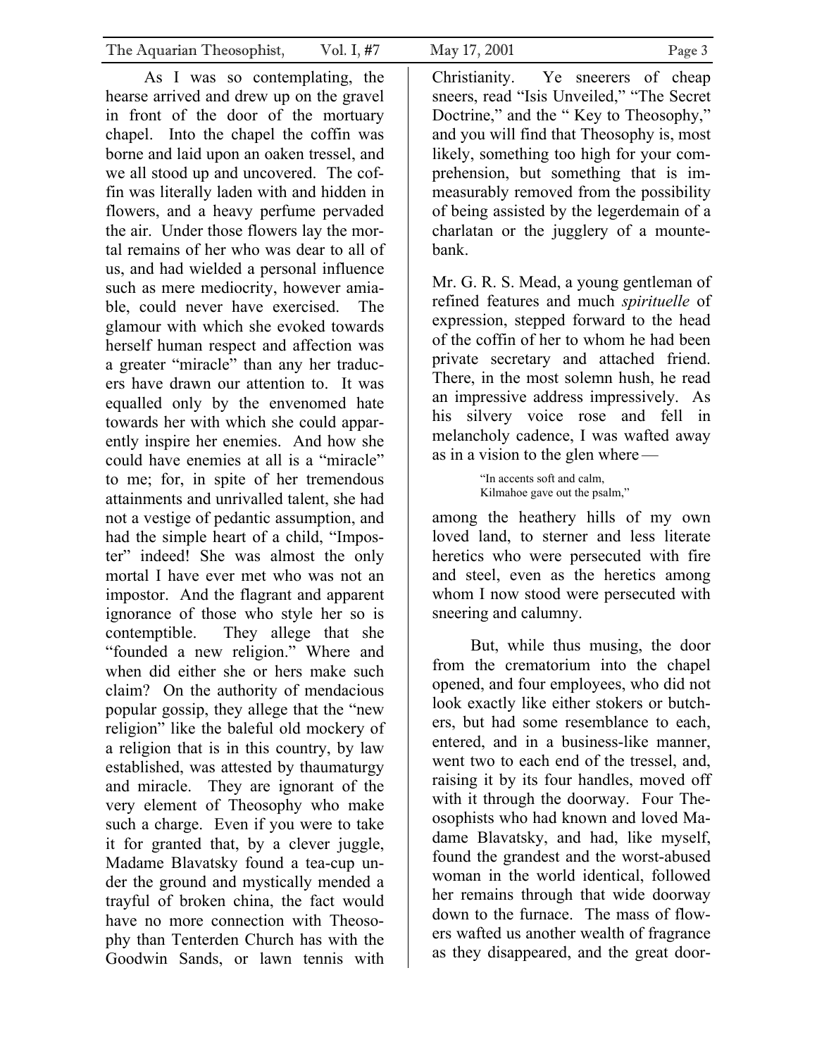As I was so contemplating, the hearse arrived and drew up on the gravel in front of the door of the mortuary chapel. Into the chapel the coffin was borne and laid upon an oaken tressel, and we all stood up and uncovered. The coffin was literally laden with and hidden in flowers, and a heavy perfume pervaded the air. Under those flowers lay the mortal remains of her who was dear to all of us, and had wielded a personal influence such as mere mediocrity, however amiable, could never have exercised. The glamour with which she evoked towards herself human respect and affection was a greater "miracle" than any her traducers have drawn our attention to. It was equalled only by the envenomed hate towards her with which she could apparently inspire her enemies. And how she could have enemies at all is a "miracle" to me; for, in spite of her tremendous attainments and unrivalled talent, she had not a vestige of pedantic assumption, and had the simple heart of a child, "Impostor" indeed! She was almost the only mortal I have ever met who was not an impostor. And the flagrant and apparent ignorance of those who style her so is contemptible. They allege that she "founded a new religion." Where and when did either she or hers make such claim? On the authority of mendacious popular gossip, they allege that the "new religion" like the baleful old mockery of a religion that is in this country, by law established, was attested by thaumaturgy and miracle. They are ignorant of the very element of Theosophy who make such a charge. Even if you were to take it for granted that, by a clever juggle, Madame Blavatsky found a tea-cup under the ground and mystically mended a trayful of broken china, the fact would have no more connection with Theosophy than Tenterden Church has with the Goodwin Sands, or lawn tennis with Christianity. Ye sneerers of cheap sneers, read "Isis Unveiled," "The Secret Doctrine," and the " Key to Theosophy," and you will find that Theosophy is, most likely, something too high for your comprehension, but something that is immeasurably removed from the possibility of being assisted by the legerdemain of a charlatan or the jugglery of a mountebank.

Mr. G. R. S. Mead, a young gentleman of refined features and much *spirituelle* of expression, stepped forward to the head of the coffin of her to whom he had been private secretary and attached friend. There, in the most solemn hush, he read an impressive address impressively. As his silvery voice rose and fell in melancholy cadence, I was wafted away as in a vision to the glen where —

> "In accents soft and calm,
> Kilmahoe gave out the psalm,"

among the heathery hills of my own loved land, to sterner and less literate heretics who were persecuted with fire and steel, even as the heretics among whom I now stood were persecuted with sneering and calumny.

But, while thus musing, the door from the crematorium into the chapel opened, and four employees, who did not look exactly like either stokers or butchers, but had some resemblance to each, entered, and in a business-like manner, went two to each end of the tressel, and, raising it by its four handles, moved off with it through the doorway. Four Theosophists who had known and loved Madame Blavatsky, and had, like myself, found the grandest and the worst-abused woman in the world identical, followed her remains through that wide doorway down to the furnace. The mass of flowers wafted us another wealth of fragrance as they disappeared, and the great door-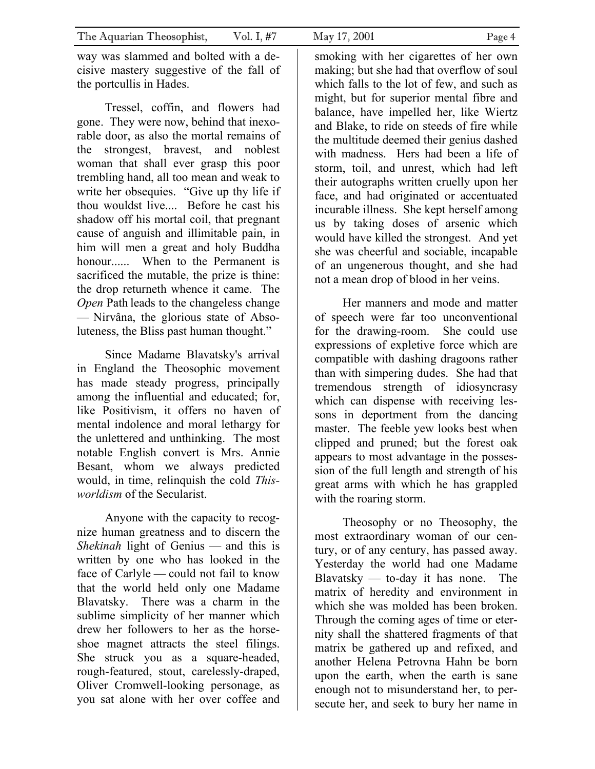way was slammed and bolted with a decisive mastery suggestive of the fall of the portcullis in Hades.

Tressel, coffin, and flowers had gone. They were now, behind that inexorable door, as also the mortal remains of the strongest, bravest, and noblest woman that shall ever grasp this poor trembling hand, all too mean and weak to write her obsequies. "Give up thy life if thou wouldst live.... Before he cast his shadow off his mortal coil, that pregnant cause of anguish and illimitable pain, in him will men a great and holy Buddha honour...... When to the Permanent is sacrificed the mutable, the prize is thine: the drop returneth whence it came. The *Open* Path leads to the changeless change — Nirvâna, the glorious state of Absoluteness, the Bliss past human thought."

Since Madame Blavatsky's arrival in England the Theosophic movement has made steady progress, principally among the influential and educated; for, like Positivism, it offers no haven of mental indolence and moral lethargy for the unlettered and unthinking. The most notable English convert is Mrs. Annie Besant, whom we always predicted would, in time, relinquish the cold *This-worldism* of the Secularist.

Anyone with the capacity to recognize human greatness and to discern the *Shekinah* light of Genius — and this is written by one who has looked in the face of Carlyle — could not fail to know that the world held only one Madame Blavatsky. There was a charm in the sublime simplicity of her manner which drew her followers to her as the horseshoe magnet attracts the steel filings. She struck you as a square-headed, rough-featured, stout, carelessly-draped, Oliver Cromwell-looking personage, as you sat alone with her over coffee and smoking with her cigarettes of her own making; but she had that overflow of soul which falls to the lot of few, and such as might, but for superior mental fibre and balance, have impelled her, like Wiertz and Blake, to ride on steeds of fire while the multitude deemed their genius dashed with madness. Hers had been a life of storm, toil, and unrest, which had left their autographs written cruelly upon her face, and had originated or accentuated incurable illness. She kept herself among us by taking doses of arsenic which would have killed the strongest. And yet she was cheerful and sociable, incapable of an ungenerous thought, and she had not a mean drop of blood in her veins.

Her manners and mode and matter of speech were far too unconventional for the drawing-room. She could use expressions of expletive force which are compatible with dashing dragoons rather than with simpering dudes. She had that tremendous strength of idiosyncrasy which can dispense with receiving lessons in deportment from the dancing master. The feeble yew looks best when clipped and pruned; but the forest oak appears to most advantage in the possession of the full length and strength of his great arms with which he has grappled with the roaring storm.

Theosophy or no Theosophy, the most extraordinary woman of our century, or of any century, has passed away. Yesterday the world had one Madame Blavatsky — to-day it has none. The matrix of heredity and environment in which she was molded has been broken. Through the coming ages of time or eternity shall the shattered fragments of that matrix be gathered up and refixed, and another Helena Petrovna Hahn be born upon the earth, when the earth is sane enough not to misunderstand her, to persecute her, and seek to bury her name in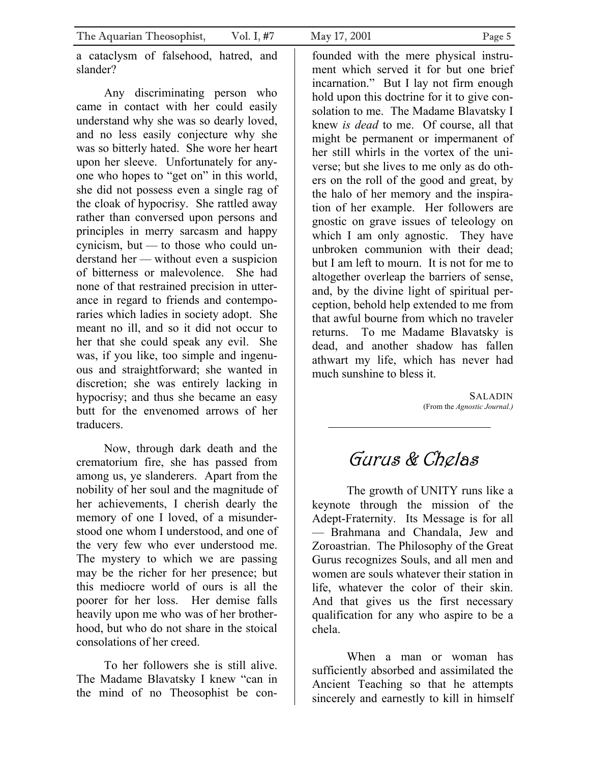a cataclysm of falsehood, hatred, and slander?

Any discriminating person who came in contact with her could easily understand why she was so dearly loved, and no less easily conjecture why she was so bitterly hated. She wore her heart upon her sleeve. Unfortunately for anyone who hopes to "get on" in this world, she did not possess even a single rag of the cloak of hypocrisy. She rattled away rather than conversed upon persons and principles in merry sarcasm and happy cynicism, but — to those who could understand her — without even a suspicion of bitterness or malevolence. She had none of that restrained precision in utterance in regard to friends and contemporaries which ladies in society adopt. She meant no ill, and so it did not occur to her that she could speak any evil. She was, if you like, too simple and ingenuous and straightforward; she wanted in discretion; she was entirely lacking in hypocrisy; and thus she became an easy butt for the envenomed arrows of her traducers.

Now, through dark death and the crematorium fire, she has passed from among us, ye slanderers. Apart from the nobility of her soul and the magnitude of her achievements, I cherish dearly the memory of one I loved, of a misunderstood one whom I understood, and one of the very few who ever understood me. The mystery to which we are passing may be the richer for her presence; but this mediocre world of ours is all the poorer for her loss. Her demise falls heavily upon me who was of her brotherhood, but who do not share in the stoical consolations of her creed.

To her followers she is still alive. The Madame Blavatsky I knew "can in the mind of no Theosophist be confounded with the mere physical instrument which served it for but one brief incarnation." But I lay not firm enough hold upon this doctrine for it to give consolation to me. The Madame Blavatsky I knew *is dead* to me. Of course, all that might be permanent or impermanent of her still whirls in the vortex of the universe; but she lives to me only as do others on the roll of the good and great, by the halo of her memory and the inspiration of her example. Her followers are gnostic on grave issues of teleology on which I am only agnostic. They have unbroken communion with their dead; but I am left to mourn. It is not for me to altogether overleap the barriers of sense, and, by the divine light of spiritual perception, behold help extended to me from that awful bourne from which no traveler returns. To me Madame Blavatsky is dead, and another shadow has fallen athwart my life, which has never had much sunshine to bless it.

SALADIN
(From the *Agnostic Journal.*)

---

# Gurus & Chelas

The growth of UNITY runs like a keynote through the mission of the Adept-Fraternity. Its Message is for all — Brahmana and Chandala, Jew and Zoroastrian. The Philosophy of the Great Gurus recognizes Souls, and all men and women are souls whatever their station in life, whatever the color of their skin. And that gives us the first necessary qualification for any who aspire to be a chela.

When a man or woman has sufficiently absorbed and assimilated the Ancient Teaching so that he attempts sincerely and earnestly to kill in himself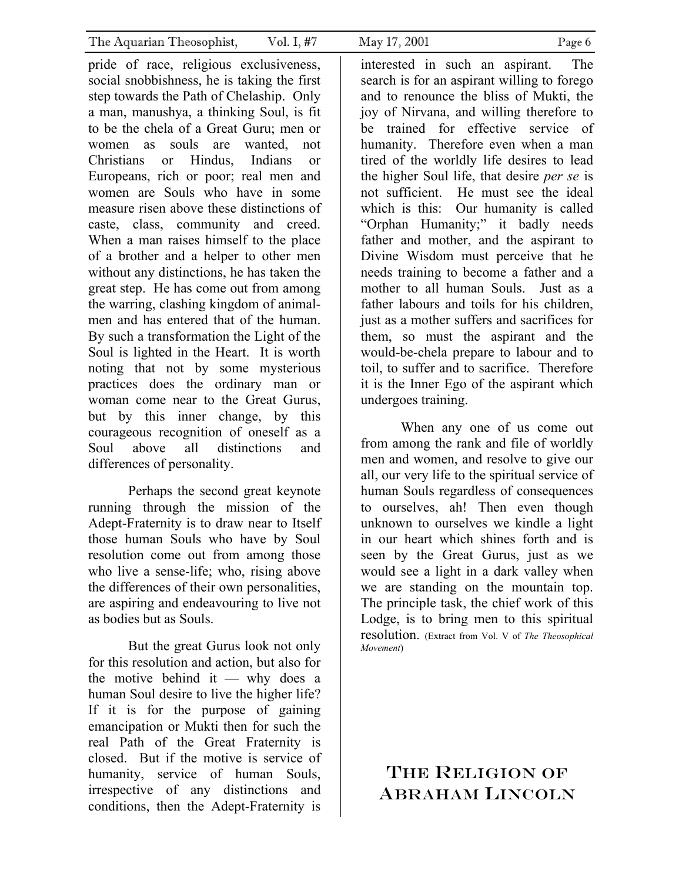pride of race, religious exclusiveness, social snobbishness, he is taking the first step towards the Path of Chelaship. Only a man, manushya, a thinking Soul, is fit to be the chela of a Great Guru; men or women as souls are wanted, not Christians or Hindus, Indians or Europeans, rich or poor; real men and women are Souls who have in some measure risen above these distinctions of caste, class, community and creed. When a man raises himself to the place of a brother and a helper to other men without any distinctions, he has taken the great step. He has come out from among the warring, clashing kingdom of animal-men and has entered that of the human. By such a transformation the Light of the Soul is lighted in the Heart. It is worth noting that not by some mysterious practices does the ordinary man or woman come near to the Great Gurus, but by this inner change, by this courageous recognition of oneself as a Soul above all distinctions and differences of personality.

Perhaps the second great keynote running through the mission of the Adept-Fraternity is to draw near to Itself those human Souls who have by Soul resolution come out from among those who live a sense-life; who, rising above the differences of their own personalities, are aspiring and endeavouring to live not as bodies but as Souls.

But the great Gurus look not only for this resolution and action, but also for the motive behind it — why does a human Soul desire to live the higher life? If it is for the purpose of gaining emancipation or Mukti then for such the real Path of the Great Fraternity is closed. But if the motive is service of humanity, service of human Souls, irrespective of any distinctions and conditions, then the Adept-Fraternity is interested in such an aspirant. The search is for an aspirant willing to forego and to renounce the bliss of Mukti, the joy of Nirvana, and willing therefore to be trained for effective service of humanity. Therefore even when a man tired of the worldly life desires to lead the higher Soul life, that desire *per se* is not sufficient. He must see the ideal which is this: Our humanity is called "Orphan Humanity;" it badly needs father and mother, and the aspirant to Divine Wisdom must perceive that he needs training to become a father and a mother to all human Souls. Just as a father labours and toils for his children, just as a mother suffers and sacrifices for them, so must the aspirant and the would-be-chela prepare to labour and to toil, to suffer and to sacrifice. Therefore it is the Inner Ego of the aspirant which undergoes training.

When any one of us come out from among the rank and file of worldly men and women, and resolve to give our all, our very life to the spiritual service of human Souls regardless of consequences to ourselves, ah! Then even though unknown to ourselves we kindle a light in our heart which shines forth and is seen by the Great Gurus, just as we would see a light in a dark valley when we are standing on the mountain top. The principle task, the chief work of this Lodge, is to bring men to this spiritual resolution. (Extract from Vol. V of *The Theosophical Movement*)

# The Religion of Abraham Lincoln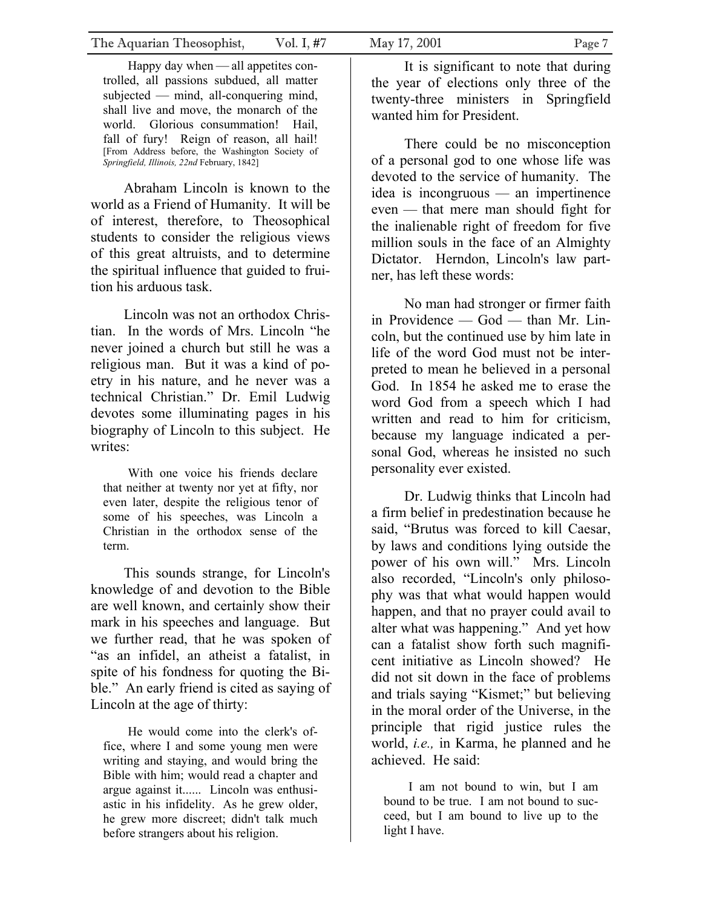> Happy day when — all appetites controlled, all passions subdued, all matter subjected — mind, all-conquering mind, shall live and move, the monarch of the world. Glorious consummation! Hail, fall of fury! Reign of reason, all hail! [From Address before, the Washington Society of *Springfield, Illinois, 22nd* February, 1842]

Abraham Lincoln is known to the world as a Friend of Humanity. It will be of interest, therefore, to Theosophical students to consider the religious views of this great altruists, and to determine the spiritual influence that guided to fruition his arduous task.

Lincoln was not an orthodox Christian. In the words of Mrs. Lincoln "he never joined a church but still he was a religious man. But it was a kind of poetry in his nature, and he never was a technical Christian." Dr. Emil Ludwig devotes some illuminating pages in his biography of Lincoln to this subject. He writes:

> With one voice his friends declare that neither at twenty nor yet at fifty, nor even later, despite the religious tenor of some of his speeches, was Lincoln a Christian in the orthodox sense of the term.

This sounds strange, for Lincoln's knowledge of and devotion to the Bible are well known, and certainly show their mark in his speeches and language. But we further read, that he was spoken of "as an infidel, an atheist a fatalist, in spite of his fondness for quoting the Bible." An early friend is cited as saying of Lincoln at the age of thirty:

> He would come into the clerk's office, where I and some young men were writing and staying, and would bring the Bible with him; would read a chapter and argue against it...... Lincoln was enthusiastic in his infidelity. As he grew older, he grew more discreet; didn't talk much before strangers about his religion.

It is significant to note that during the year of elections only three of the twenty-three ministers in Springfield wanted him for President.

There could be no misconception of a personal god to one whose life was devoted to the service of humanity. The idea is incongruous — an impertinence even — that mere man should fight for the inalienable right of freedom for five million souls in the face of an Almighty Dictator. Herndon, Lincoln's law partner, has left these words:

> No man had stronger or firmer faith in Providence — God — than Mr. Lincoln, but the continued use by him late in life of the word God must not be interpreted to mean he believed in a personal God. In 1854 he asked me to erase the word God from a speech which I had written and read to him for criticism, because my language indicated a personal God, whereas he insisted no such personality ever existed.

Dr. Ludwig thinks that Lincoln had a firm belief in predestination because he said, "Brutus was forced to kill Caesar, by laws and conditions lying outside the power of his own will." Mrs. Lincoln also recorded, "Lincoln's only philosophy was that what would happen would happen, and that no prayer could avail to alter what was happening." And yet how can a fatalist show forth such magnificent initiative as Lincoln showed? He did not sit down in the face of problems and trials saying "Kismet;" but believing in the moral order of the Universe, in the principle that rigid justice rules the world, *i.e.,* in Karma, he planned and he achieved. He said:

> I am not bound to win, but I am bound to be true. I am not bound to succeed, but I am bound to live up to the light I have.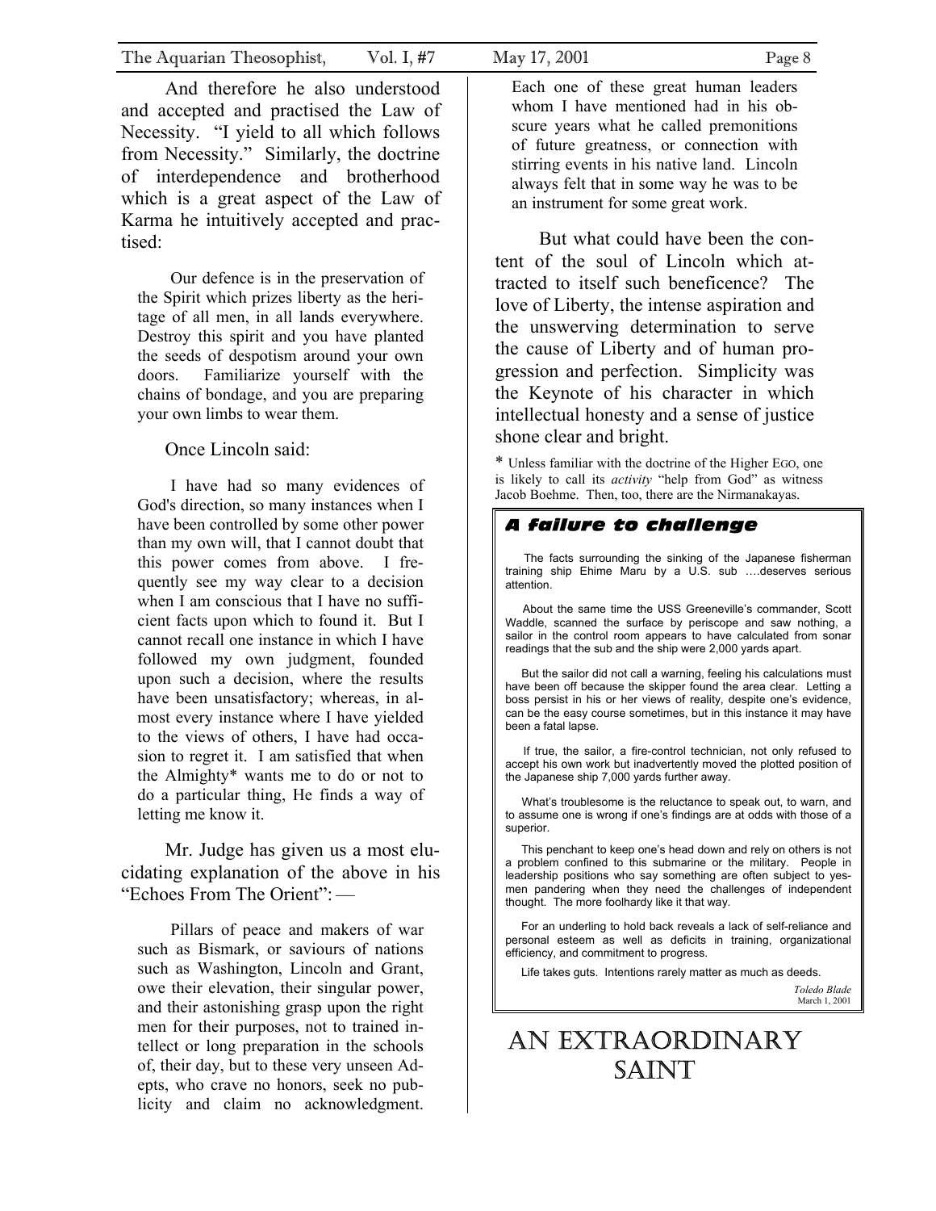And therefore he also understood and accepted and practised the Law of Necessity. "I yield to all which follows from Necessity." Similarly, the doctrine of interdependence and brotherhood which is a great aspect of the Law of Karma he intuitively accepted and practised:

> Our defence is in the preservation of the Spirit which prizes liberty as the heritage of all men, in all lands everywhere. Destroy this spirit and you have planted the seeds of despotism around your own doors. Familiarize yourself with the chains of bondage, and you are preparing your own limbs to wear them.

Once Lincoln said:

> I have had so many evidences of God's direction, so many instances when I have been controlled by some other power than my own will, that I cannot doubt that this power comes from above. I frequently see my way clear to a decision when I am conscious that I have no sufficient facts upon which to found it. But I cannot recall one instance in which I have followed my own judgment, founded upon such a decision, where the results have been unsatisfactory; whereas, in almost every instance where I have yielded to the views of others, I have had occasion to regret it. I am satisfied that when the Almighty* wants me to do or not to do a particular thing, He finds a way of letting me know it.

Mr. Judge has given us a most elucidating explanation of the above in his "Echoes From The Orient": —

> Pillars of peace and makers of war such as Bismark, or saviours of nations such as Washington, Lincoln and Grant, owe their elevation, their singular power, and their astonishing grasp upon the right men for their purposes, not to trained intellect or long preparation in the schools of, their day, but to these very unseen Adepts, who crave no honors, seek no publicity and claim no acknowledgment. Each one of these great human leaders whom I have mentioned had in his obscure years what he called premonitions of future greatness, or connection with stirring events in his native land. Lincoln always felt that in some way he was to be an instrument for some great work.

But what could have been the content of the soul of Lincoln which attracted to itself such beneficence? The love of Liberty, the intense aspiration and the unswerving determination to serve the cause of Liberty and of human progression and perfection. Simplicity was the Keynote of his character in which intellectual honesty and a sense of justice shone clear and bright.

\* Unless familiar with the doctrine of the Higher EGO, one is likely to call its *activity* "help from God" as witness Jacob Boehme. Then, too, there are the Nirmanakayas.

### *A failure to challenge*

The facts surrounding the sinking of the Japanese fisherman training ship Ehime Maru by a U.S. sub ….deserves serious attention.

About the same time the USS Greeneville's commander, Scott Waddle, scanned the surface by periscope and saw nothing, a sailor in the control room appears to have calculated from sonar readings that the sub and the ship were 2,000 yards apart.

But the sailor did not call a warning, feeling his calculations must have been off because the skipper found the area clear. Letting a boss persist in his or her views of reality, despite one's evidence, can be the easy course sometimes, but in this instance it may have been a fatal lapse.

If true, the sailor, a fire-control technician, not only refused to accept his own work but inadvertently moved the plotted position of the Japanese ship 7,000 yards further away.

What's troublesome is the reluctance to speak out, to warn, and to assume one is wrong if one's findings are at odds with those of a superior.

This penchant to keep one's head down and rely on others is not a problem confined to this submarine or the military. People in leadership positions who say something are often subject to yes-men pandering when they need the challenges of independent thought. The more foolhardy like it that way.

For an underling to hold back reveals a lack of self-reliance and personal esteem as well as deficits in training, organizational efficiency, and commitment to progress.

Life takes guts. Intentions rarely matter as much as deeds.

*Toledo Blade*
March 1, 2001

# AN EXTRAORDINARY SAINT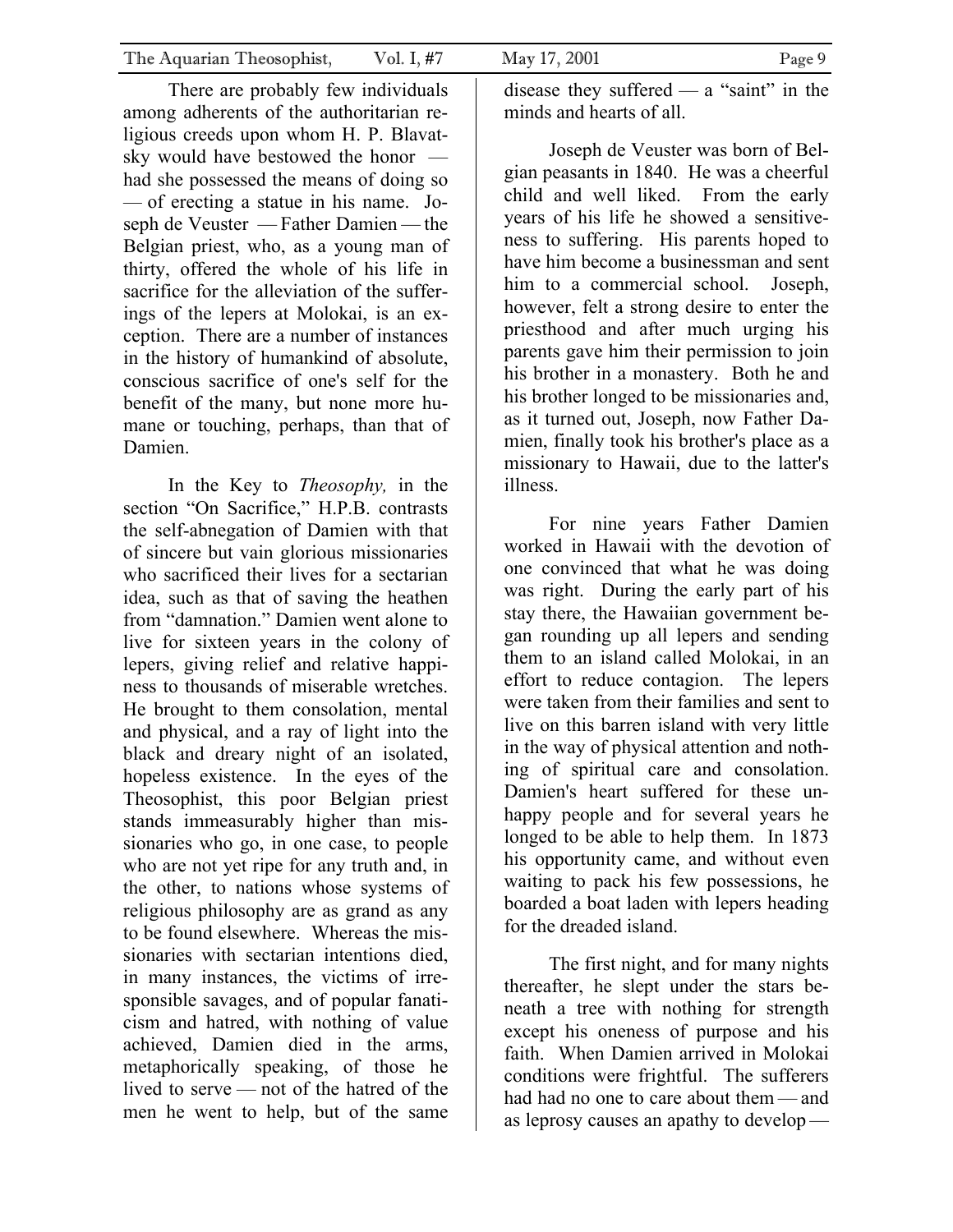There are probably few individuals among adherents of the authoritarian religious creeds upon whom H. P. Blavatsky would have bestowed the honor — had she possessed the means of doing so — of erecting a statue in his name. Joseph de Veuster — Father Damien — the Belgian priest, who, as a young man of thirty, offered the whole of his life in sacrifice for the alleviation of the sufferings of the lepers at Molokai, is an exception. There are a number of instances in the history of humankind of absolute, conscious sacrifice of one's self for the benefit of the many, but none more humane or touching, perhaps, than that of Damien.

In the Key to *Theosophy,* in the section "On Sacrifice," H.P.B. contrasts the self-abnegation of Damien with that of sincere but vain glorious missionaries who sacrificed their lives for a sectarian idea, such as that of saving the heathen from "damnation." Damien went alone to live for sixteen years in the colony of lepers, giving relief and relative happiness to thousands of miserable wretches. He brought to them consolation, mental and physical, and a ray of light into the black and dreary night of an isolated, hopeless existence. In the eyes of the Theosophist, this poor Belgian priest stands immeasurably higher than missionaries who go, in one case, to people who are not yet ripe for any truth and, in the other, to nations whose systems of religious philosophy are as grand as any to be found elsewhere. Whereas the missionaries with sectarian intentions died, in many instances, the victims of irresponsible savages, and of popular fanaticism and hatred, with nothing of value achieved, Damien died in the arms, metaphorically speaking, of those he lived to serve — not of the hatred of the men he went to help, but of the same disease they suffered — a "saint" in the minds and hearts of all.

Joseph de Veuster was born of Belgian peasants in 1840. He was a cheerful child and well liked. From the early years of his life he showed a sensitiveness to suffering. His parents hoped to have him become a businessman and sent him to a commercial school. Joseph, however, felt a strong desire to enter the priesthood and after much urging his parents gave him their permission to join his brother in a monastery. Both he and his brother longed to be missionaries and, as it turned out, Joseph, now Father Damien, finally took his brother's place as a missionary to Hawaii, due to the latter's illness.

For nine years Father Damien worked in Hawaii with the devotion of one convinced that what he was doing was right. During the early part of his stay there, the Hawaiian government began rounding up all lepers and sending them to an island called Molokai, in an effort to reduce contagion. The lepers were taken from their families and sent to live on this barren island with very little in the way of physical attention and nothing of spiritual care and consolation. Damien's heart suffered for these unhappy people and for several years he longed to be able to help them. In 1873 his opportunity came, and without even waiting to pack his few possessions, he boarded a boat laden with lepers heading for the dreaded island.

The first night, and for many nights thereafter, he slept under the stars beneath a tree with nothing for strength except his oneness of purpose and his faith. When Damien arrived in Molokai conditions were frightful. The sufferers had had no one to care about them — and as leprosy causes an apathy to develop —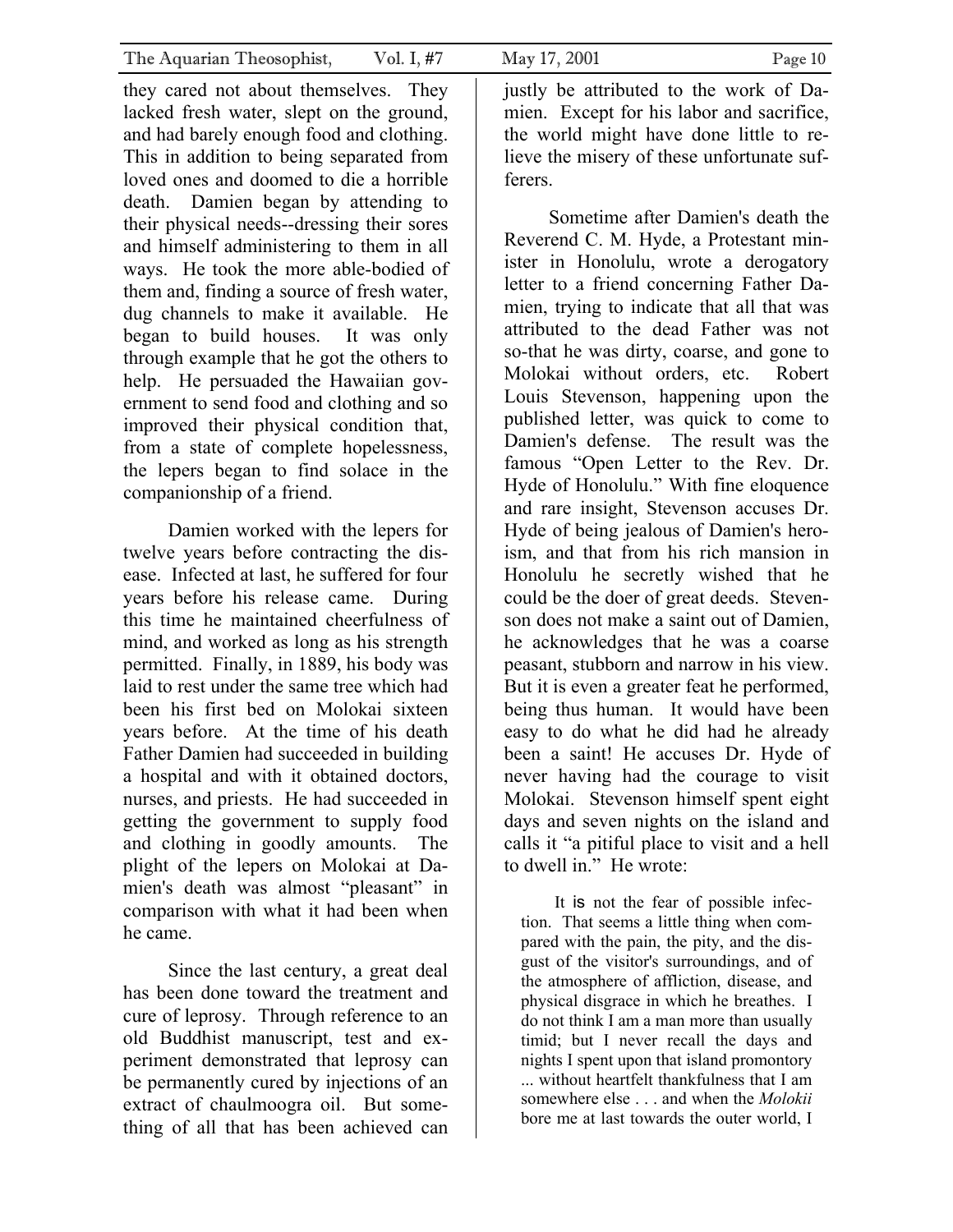they cared not about themselves. They lacked fresh water, slept on the ground, and had barely enough food and clothing. This in addition to being separated from loved ones and doomed to die a horrible death. Damien began by attending to their physical needs--dressing their sores and himself administering to them in all ways. He took the more able-bodied of them and, finding a source of fresh water, dug channels to make it available. He began to build houses. It was only through example that he got the others to help. He persuaded the Hawaiian government to send food and clothing and so improved their physical condition that, from a state of complete hopelessness, the lepers began to find solace in the companionship of a friend.

Damien worked with the lepers for twelve years before contracting the disease. Infected at last, he suffered for four years before his release came. During this time he maintained cheerfulness of mind, and worked as long as his strength permitted. Finally, in 1889, his body was laid to rest under the same tree which had been his first bed on Molokai sixteen years before. At the time of his death Father Damien had succeeded in building a hospital and with it obtained doctors, nurses, and priests. He had succeeded in getting the government to supply food and clothing in goodly amounts. The plight of the lepers on Molokai at Damien's death was almost "pleasant" in comparison with what it had been when he came.

Since the last century, a great deal has been done toward the treatment and cure of leprosy. Through reference to an old Buddhist manuscript, test and experiment demonstrated that leprosy can be permanently cured by injections of an extract of chaulmoogra oil. But something of all that has been achieved can justly be attributed to the work of Damien. Except for his labor and sacrifice, the world might have done little to relieve the misery of these unfortunate sufferers.

Sometime after Damien's death the Reverend C. M. Hyde, a Protestant minister in Honolulu, wrote a derogatory letter to a friend concerning Father Damien, trying to indicate that all that was attributed to the dead Father was not so-that he was dirty, coarse, and gone to Molokai without orders, etc. Robert Louis Stevenson, happening upon the published letter, was quick to come to Damien's defense. The result was the famous "Open Letter to the Rev. Dr. Hyde of Honolulu." With fine eloquence and rare insight, Stevenson accuses Dr. Hyde of being jealous of Damien's heroism, and that from his rich mansion in Honolulu he secretly wished that he could be the doer of great deeds. Stevenson does not make a saint out of Damien, he acknowledges that he was a coarse peasant, stubborn and narrow in his view. But it is even a greater feat he performed, being thus human. It would have been easy to do what he did had he already been a saint! He accuses Dr. Hyde of never having had the courage to visit Molokai. Stevenson himself spent eight days and seven nights on the island and calls it "a pitiful place to visit and a hell to dwell in." He wrote:

> It is not the fear of possible infection. That seems a little thing when compared with the pain, the pity, and the disgust of the visitor's surroundings, and of the atmosphere of affliction, disease, and physical disgrace in which he breathes. I do not think I am a man more than usually timid; but I never recall the days and nights I spent upon that island promontory ... without heartfelt thankfulness that I am somewhere else . . . and when the *Molokii* bore me at last towards the outer world, I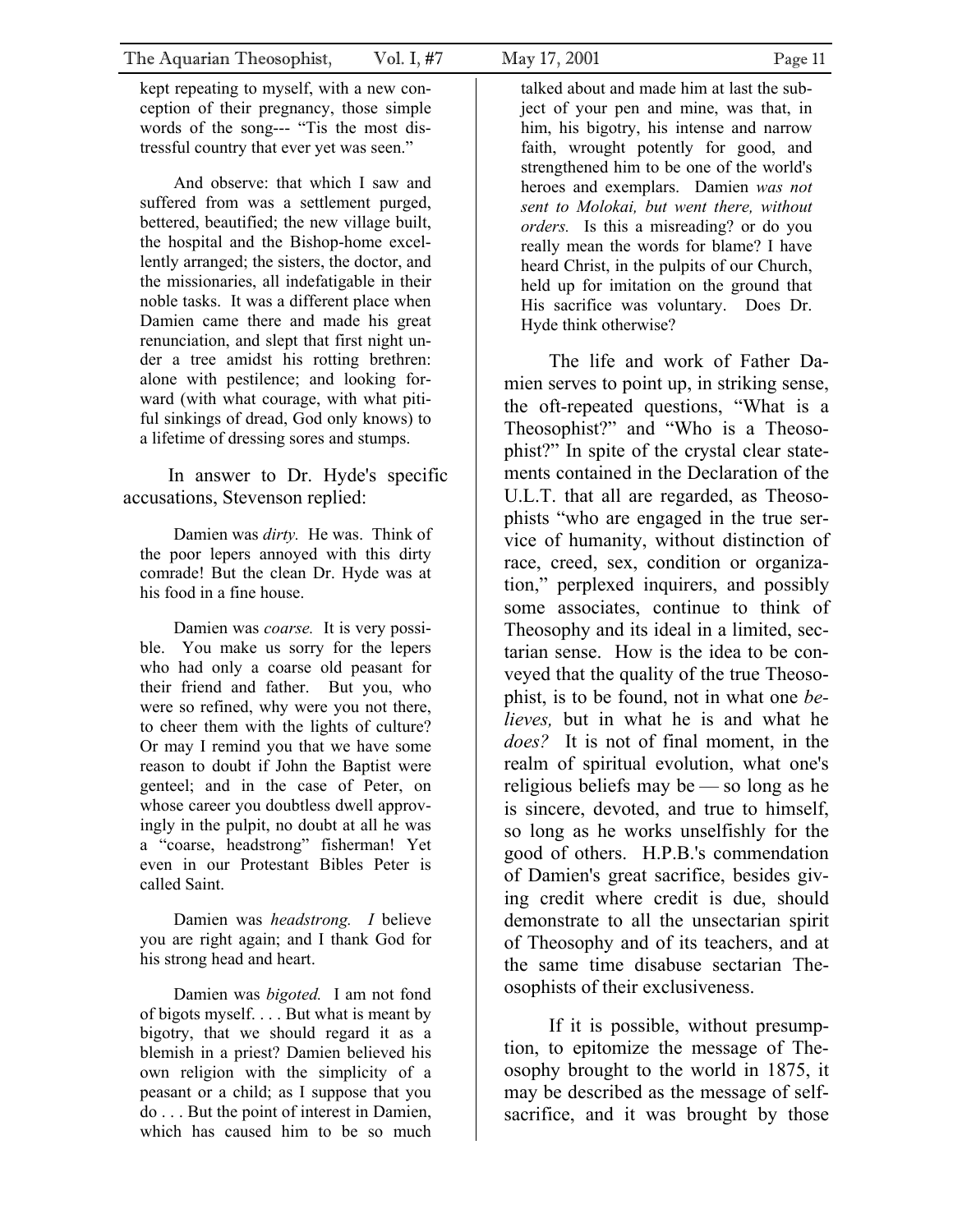kept repeating to myself, with a new conception of their pregnancy, those simple words of the song--- "Tis the most distressful country that ever yet was seen."

> And observe: that which I saw and suffered from was a settlement purged, bettered, beautified; the new village built, the hospital and the Bishop-home excellently arranged; the sisters, the doctor, and the missionaries, all indefatigable in their noble tasks. It was a different place when Damien came there and made his great renunciation, and slept that first night under a tree amidst his rotting brethren: alone with pestilence; and looking forward (with what courage, with what pitiful sinkings of dread, God only knows) to a lifetime of dressing sores and stumps.

In answer to Dr. Hyde's specific accusations, Stevenson replied:

> Damien was *dirty.* He was. Think of the poor lepers annoyed with this dirty comrade! But the clean Dr. Hyde was at his food in a fine house.
>
> Damien was *coarse.* It is very possible. You make us sorry for the lepers who had only a coarse old peasant for their friend and father. But you, who were so refined, why were you not there, to cheer them with the lights of culture? Or may I remind you that we have some reason to doubt if John the Baptist were genteel; and in the case of Peter, on whose career you doubtless dwell approvingly in the pulpit, no doubt at all he was a "coarse, headstrong" fisherman! Yet even in our Protestant Bibles Peter is called Saint.
>
> Damien was *headstrong. I* believe you are right again; and I thank God for his strong head and heart.
>
> Damien was *bigoted.* I am not fond of bigots myself. . . . But what is meant by bigotry, that we should regard it as a blemish in a priest? Damien believed his own religion with the simplicity of a peasant or a child; as I suppose that you do . . . But the point of interest in Damien, which has caused him to be so much talked about and made him at last the subject of your pen and mine, was that, in him, his bigotry, his intense and narrow faith, wrought potently for good, and strengthened him to be one of the world's heroes and exemplars. Damien *was not sent to Molokai, but went there, without orders.* Is this a misreading? or do you really mean the words for blame? I have heard Christ, in the pulpits of our Church, held up for imitation on the ground that His sacrifice was voluntary. Does Dr. Hyde think otherwise?

The life and work of Father Damien serves to point up, in striking sense, the oft-repeated questions, "What is a Theosophist?" and "Who is a Theosophist?" In spite of the crystal clear statements contained in the Declaration of the U.L.T. that all are regarded, as Theosophists "who are engaged in the true service of humanity, without distinction of race, creed, sex, condition or organization," perplexed inquirers, and possibly some associates, continue to think of Theosophy and its ideal in a limited, sectarian sense. How is the idea to be conveyed that the quality of the true Theosophist, is to be found, not in what one *believes,* but in what he is and what he *does?* It is not of final moment, in the realm of spiritual evolution, what one's religious beliefs may be — so long as he is sincere, devoted, and true to himself, so long as he works unselfishly for the good of others. H.P.B.'s commendation of Damien's great sacrifice, besides giving credit where credit is due, should demonstrate to all the unsectarian spirit of Theosophy and of its teachers, and at the same time disabuse sectarian Theosophists of their exclusiveness.

If it is possible, without presumption, to epitomize the message of Theosophy brought to the world in 1875, it may be described as the message of self-sacrifice, and it was brought by those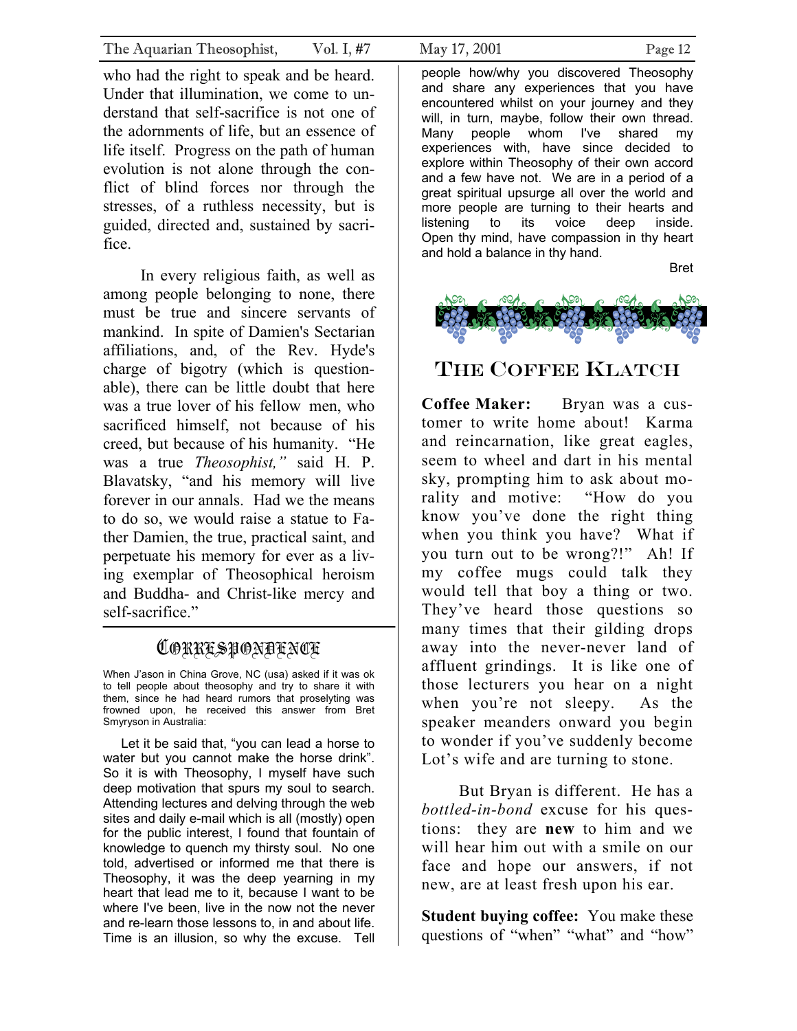who had the right to speak and be heard. Under that illumination, we come to understand that self-sacrifice is not one of the adornments of life, but an essence of life itself. Progress on the path of human evolution is not alone through the conflict of blind forces nor through the stresses, of a ruthless necessity, but is guided, directed and, sustained by sacrifice.

In every religious faith, as well as among people belonging to none, there must be true and sincere servants of mankind. In spite of Damien's Sectarian affiliations, and, of the Rev. Hyde's charge of bigotry (which is questionable), there can be little doubt that here was a true lover of his fellow men, who sacrificed himself, not because of his creed, but because of his humanity. "He was a true *Theosophist,"* said H. P. Blavatsky, "and his memory will live forever in our annals. Had we the means to do so, we would raise a statue to Father Damien, the true, practical saint, and perpetuate his memory for ever as a living exemplar of Theosophical heroism and Buddha- and Christ-like mercy and self-sacrifice."

## Correspondence

When J'ason in China Grove, NC (usa) asked if it was ok to tell people about theosophy and try to share it with them, since he had heard rumors that proselyting was frowned upon, he received this answer from Bret Smyryson in Australia:

Let it be said that, "you can lead a horse to water but you cannot make the horse drink". So it is with Theosophy, I myself have such deep motivation that spurs my soul to search. Attending lectures and delving through the web sites and daily e-mail which is all (mostly) open for the public interest, I found that fountain of knowledge to quench my thirsty soul. No one told, advertised or informed me that there is Theosophy, it was the deep yearning in my heart that lead me to it, because I want to be where I've been, live in the now not the never and re-learn those lessons to, in and about life. Time is an illusion, so why the excuse. Tell people how/why you discovered Theosophy and share any experiences that you have encountered whilst on your journey and they will, in turn, maybe, follow their own thread. Many people whom I've shared my experiences with, have since decided to explore within Theosophy of their own accord and a few have not. We are in a period of a great spiritual upsurge all over the world and more people are turning to their hearts and listening to its voice deep inside. Open thy mind, have compassion in thy heart and hold a balance in thy hand.

Bret

## The Coffee Klatch

**Coffee Maker:** Bryan was a customer to write home about! Karma and reincarnation, like great eagles, seem to wheel and dart in his mental sky, prompting him to ask about morality and motive: "How do you know you've done the right thing when you think you have? What if you turn out to be wrong?!" Ah! If my coffee mugs could talk they would tell that boy a thing or two. They've heard those questions so many times that their gilding drops away into the never-never land of affluent grindings. It is like one of those lecturers you hear on a night when you're not sleepy. As the speaker meanders onward you begin to wonder if you've suddenly become Lot's wife and are turning to stone.

But Bryan is different. He has a *bottled-in-bond* excuse for his questions: they are **new** to him and we will hear him out with a smile on our face and hope our answers, if not new, are at least fresh upon his ear.

**Student buying coffee:** You make these questions of "when" "what" and "how"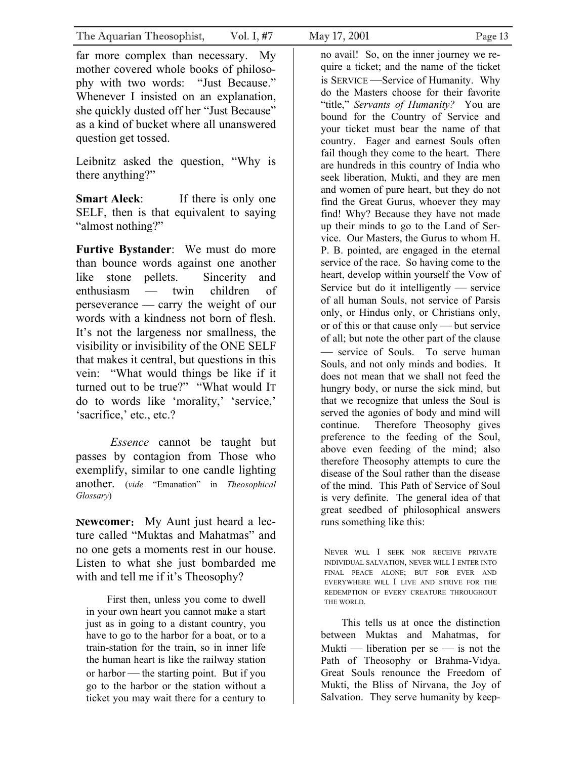far more complex than necessary. My mother covered whole books of philosophy with two words: "Just Because." Whenever I insisted on an explanation, she quickly dusted off her "Just Because" as a kind of bucket where all unanswered question get tossed.

Leibnitz asked the question, "Why is there anything?"

**Smart Aleck**: If there is only one SELF, then is that equivalent to saying "almost nothing?"

**Furtive Bystander**: We must do more than bounce words against one another like stone pellets. Sincerity and enthusiasm — twin children of perseverance — carry the weight of our words with a kindness not born of flesh. It's not the largeness nor smallness, the visibility or invisibility of the ONE SELF that makes it central, but questions in this vein: "What would things be like if it turned out to be true?" "What would IT do to words like 'morality,' 'service,' 'sacrifice,' etc., etc.?

*Essence* cannot be taught but passes by contagion from Those who exemplify, similar to one candle lighting another. (*vide* "Emanation" in *Theosophical Glossary*)

**Newcomer**: My Aunt just heard a lecture called "Muktas and Mahatmas" and no one gets a moments rest in our house. Listen to what she just bombarded me with and tell me if it's Theosophy?

> First then, unless you come to dwell in your own heart you cannot make a start just as in going to a distant country, you have to go to the harbor for a boat, or to a train-station for the train, so in inner life the human heart is like the railway station or harbor — the starting point. But if you go to the harbor or the station without a ticket you may wait there for a century to no avail! So, on the inner journey we require a ticket; and the name of the ticket is SERVICE —Service of Humanity. Why do the Masters choose for their favorite "title," *Servants of Humanity?* You are bound for the Country of Service and your ticket must bear the name of that country. Eager and earnest Souls often fail though they come to the heart. There are hundreds in this country of India who seek liberation, Mukti, and they are men and women of pure heart, but they do not find the Great Gurus, whoever they may find! Why? Because they have not made up their minds to go to the Land of Service. Our Masters, the Gurus to whom H. P. B. pointed, are engaged in the eternal service of the race. So having come to the heart, develop within yourself the Vow of Service but do it intelligently — service of all human Souls, not service of Parsis only, or Hindus only, or Christians only, or of this or that cause only — but service of all; but note the other part of the clause — service of Souls. To serve human Souls, and not only minds and bodies. It does not mean that we shall not feed the hungry body, or nurse the sick mind, but that we recognize that unless the Soul is served the agonies of body and mind will continue. Therefore Theosophy gives preference to the feeding of the Soul, above even feeding of the mind; also therefore Theosophy attempts to cure the disease of the Soul rather than the disease of the mind. This Path of Service of Soul is very definite. The general idea of that great seedbed of philosophical answers runs something like this:
>
> NEVER WILL I SEEK NOR RECEIVE PRIVATE INDIVIDUAL SALVATION, NEVER WILL I ENTER INTO FINAL PEACE ALONE; BUT FOR EVER AND EVERYWHERE WILL I LIVE AND STRIVE FOR THE REDEMPTION OF EVERY CREATURE THROUGHOUT THE WORLD.
>
> This tells us at once the distinction between Muktas and Mahatmas, for Mukti — liberation per se — is not the Path of Theosophy or Brahma-Vidya. Great Souls renounce the Freedom of Mukti, the Bliss of Nirvana, the Joy of Salvation. They serve humanity by keep-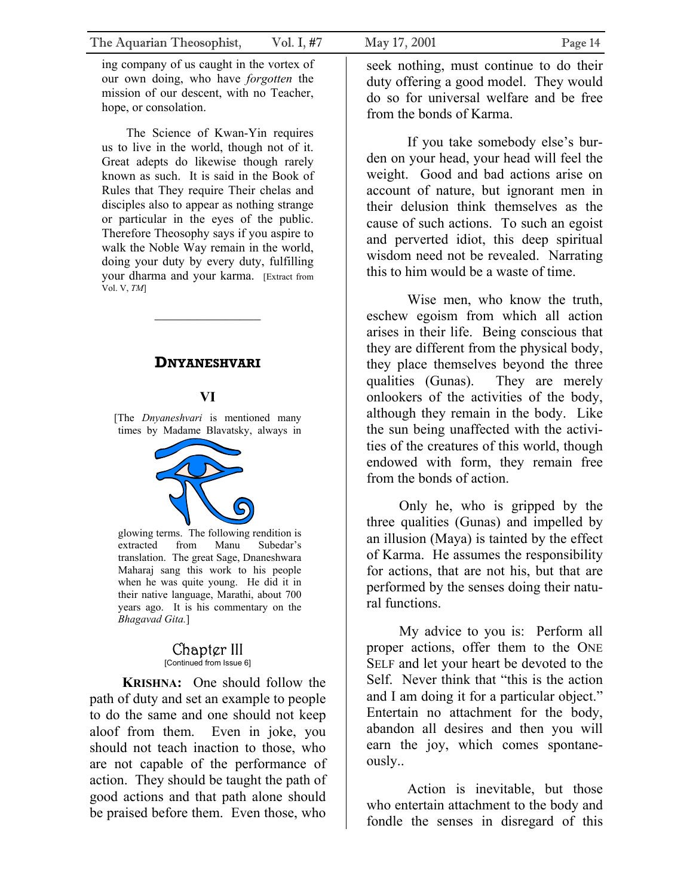ing company of us caught in the vortex of our own doing, who have *forgotten* the mission of our descent, with no Teacher, hope, or consolation.

The Science of Kwan-Yin requires us to live in the world, though not of it. Great adepts do likewise though rarely known as such. It is said in the Book of Rules that They require Their chelas and disciples also to appear as nothing strange or particular in the eyes of the public. Therefore Theosophy says if you aspire to walk the Noble Way remain in the world, doing your duty by every duty, fulfilling your dharma and your karma. [Extract from Vol. V, *TM*]

---

## DNYANESHVARI

### VI

[The *Dnyaneshvari* is mentioned many times by Madame Blavatsky, always in glowing terms. The following rendition is extracted from Manu Subedar's translation. The great Sage, Dnaneshwara Maharaj sang this work to his people when he was quite young. He did it in their native language, Marathi, about 700 years ago. It is his commentary on the *Bhagavad Gita.*]

### Chapter III

[Continued from Issue 6]

**KRISHNA:** One should follow the path of duty and set an example to people to do the same and one should not keep aloof from them. Even in joke, you should not teach inaction to those, who are not capable of the performance of action. They should be taught the path of good actions and that path alone should be praised before them. Even those, who seek nothing, must continue to do their duty offering a good model. They would do so for universal welfare and be free from the bonds of Karma.

If you take somebody else's burden on your head, your head will feel the weight. Good and bad actions arise on account of nature, but ignorant men in their delusion think themselves as the cause of such actions. To such an egoist and perverted idiot, this deep spiritual wisdom need not be revealed. Narrating this to him would be a waste of time.

Wise men, who know the truth, eschew egoism from which all action arises in their life. Being conscious that they are different from the physical body, they place themselves beyond the three qualities (Gunas). They are merely onlookers of the activities of the body, although they remain in the body. Like the sun being unaffected with the activities of the creatures of this world, though endowed with form, they remain free from the bonds of action.

Only he, who is gripped by the three qualities (Gunas) and impelled by an illusion (Maya) is tainted by the effect of Karma. He assumes the responsibility for actions, that are not his, but that are performed by the senses doing their natural functions.

My advice to you is: Perform all proper actions, offer them to the ONE SELF and let your heart be devoted to the Self. Never think that "this is the action and I am doing it for a particular object." Entertain no attachment for the body, abandon all desires and then you will earn the joy, which comes spontaneously..

Action is inevitable, but those who entertain attachment to the body and fondle the senses in disregard of this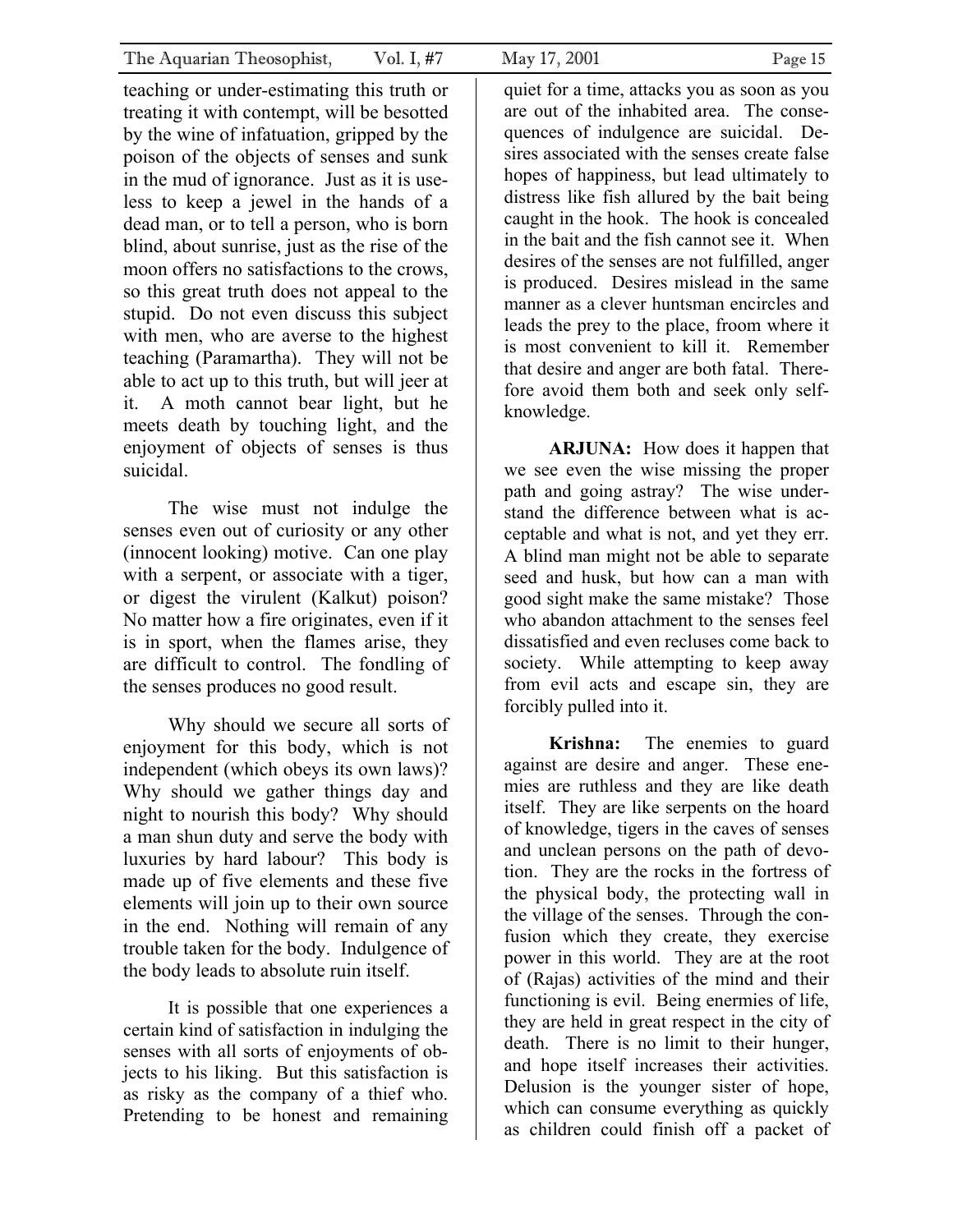teaching or under-estimating this truth or treating it with contempt, will be besotted by the wine of infatuation, gripped by the poison of the objects of senses and sunk in the mud of ignorance. Just as it is useless to keep a jewel in the hands of a dead man, or to tell a person, who is born blind, about sunrise, just as the rise of the moon offers no satisfactions to the crows, so this great truth does not appeal to the stupid. Do not even discuss this subject with men, who are averse to the highest teaching (Paramartha). They will not be able to act up to this truth, but will jeer at it. A moth cannot bear light, but he meets death by touching light, and the enjoyment of objects of senses is thus suicidal.

The wise must not indulge the senses even out of curiosity or any other (innocent looking) motive. Can one play with a serpent, or associate with a tiger, or digest the virulent (Kalkut) poison? No matter how a fire originates, even if it is in sport, when the flames arise, they are difficult to control. The fondling of the senses produces no good result.

Why should we secure all sorts of enjoyment for this body, which is not independent (which obeys its own laws)? Why should we gather things day and night to nourish this body? Why should a man shun duty and serve the body with luxuries by hard labour? This body is made up of five elements and these five elements will join up to their own source in the end. Nothing will remain of any trouble taken for the body. Indulgence of the body leads to absolute ruin itself.

It is possible that one experiences a certain kind of satisfaction in indulging the senses with all sorts of enjoyments of objects to his liking. But this satisfaction is as risky as the company of a thief who. Pretending to be honest and remaining quiet for a time, attacks you as soon as you are out of the inhabited area. The consequences of indulgence are suicidal. Desires associated with the senses create false hopes of happiness, but lead ultimately to distress like fish allured by the bait being caught in the hook. The hook is concealed in the bait and the fish cannot see it. When desires of the senses are not fulfilled, anger is produced. Desires mislead in the same manner as a clever huntsman encircles and leads the prey to the place, froom where it is most convenient to kill it. Remember that desire and anger are both fatal. Therefore avoid them both and seek only self-knowledge.

**ARJUNA:** How does it happen that we see even the wise missing the proper path and going astray? The wise understand the difference between what is acceptable and what is not, and yet they err. A blind man might not be able to separate seed and husk, but how can a man with good sight make the same mistake? Those who abandon attachment to the senses feel dissatisfied and even recluses come back to society. While attempting to keep away from evil acts and escape sin, they are forcibly pulled into it.

**Krishna:** The enemies to guard against are desire and anger. These enemies are ruthless and they are like death itself. They are like serpents on the hoard of knowledge, tigers in the caves of senses and unclean persons on the path of devotion. They are the rocks in the fortress of the physical body, the protecting wall in the village of the senses. Through the confusion which they create, they exercise power in this world. They are at the root of (Rajas) activities of the mind and their functioning is evil. Being enermies of life, they are held in great respect in the city of death. There is no limit to their hunger, and hope itself increases their activities. Delusion is the younger sister of hope, which can consume everything as quickly as children could finish off a packet of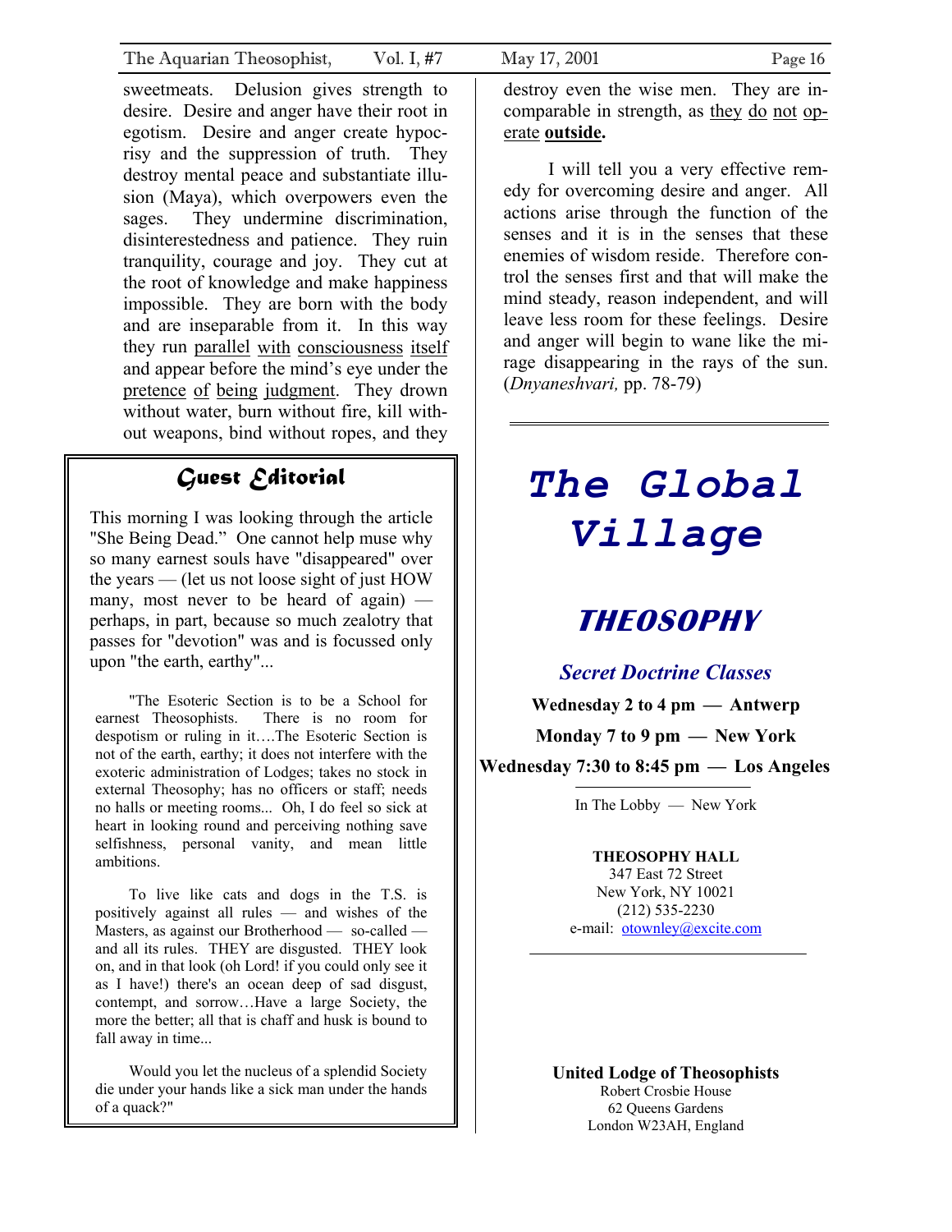sweetmeats. Delusion gives strength to desire. Desire and anger have their root in egotism. Desire and anger create hypocrisy and the suppression of truth. They destroy mental peace and substantiate illusion (Maya), which overpowers even the sages. They undermine discrimination, disinterestedness and patience. They ruin tranquility, courage and joy. They cut at the root of knowledge and make happiness impossible. They are born with the body and are inseparable from it. In this way they run <u>parallel with consciousness itself</u> and appear before the mind's eye under the <u>pretence of being judgment</u>. They drown without water, burn without fire, kill without weapons, bind without ropes, and they destroy even the wise men. They are incomparable in strength, as <u>they do not operate</u> **<u>outside.</u>**

I will tell you a very effective remedy for overcoming desire and anger. All actions arise through the function of the senses and it is in the senses that these enemies of wisdom reside. Therefore control the senses first and that will make the mind steady, reason independent, and will leave less room for these feelings. Desire and anger will begin to wane like the mirage disappearing in the rays of the sun. (*Dnyaneshvari,* pp. 78-79)

---

## *Guest Editorial*

This morning I was looking through the article "She Being Dead." One cannot help muse why so many earnest souls have "disappeared" over the years — (let us not loose sight of just HOW many, most never to be heard of again) — perhaps, in part, because so much zealotry that passes for "devotion" was and is focussed only upon "the earth, earthy"...

"The Esoteric Section is to be a School for earnest Theosophists. There is no room for despotism or ruling in it….The Esoteric Section is not of the earth, earthy; it does not interfere with the exoteric administration of Lodges; takes no stock in external Theosophy; has no officers or staff; needs no halls or meeting rooms... Oh, I do feel so sick at heart in looking round and perceiving nothing save selfishness, personal vanity, and mean little ambitions.

To live like cats and dogs in the T.S. is positively against all rules — and wishes of the Masters, as against our Brotherhood — so-called — and all its rules. THEY are disgusted. THEY look on, and in that look (oh Lord! if you could only see it as I have!) there's an ocean deep of sad disgust, contempt, and sorrow…Have a large Society, the more the better; all that is chaff and husk is bound to fall away in time...

Would you let the nucleus of a splendid Society die under your hands like a sick man under the hands of a quack?"

---

# *The Global Village*

## *THEOSOPHY*

### *Secret Doctrine Classes*

**Wednesday 2 to 4 pm — Antwerp**

**Monday 7 to 9 pm — New York**

**Wednesday 7:30 to 8:45 pm — Los Angeles**

In The Lobby — New York

**THEOSOPHY HALL**
347 East 72 Street
New York, NY 10021
(212) 535-2230
e-mail: otownley@excite.com

**United Lodge of Theosophists**
Robert Crosbie House
62 Queens Gardens
London W23AH, England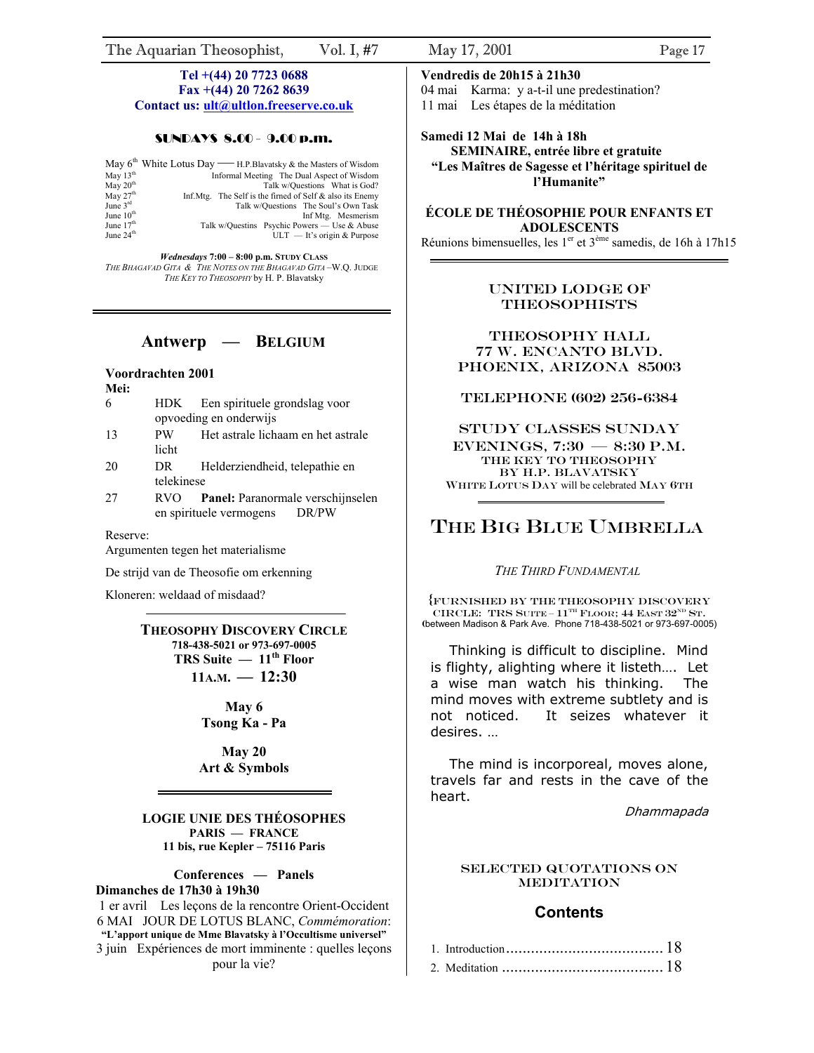**Tel +(44) 20 7723 0688**
**Fax +(44) 20 7262 8639**
**Contact us: ult@ultlon.freeserve.co.uk**

**SUNDAYS 8.00 - 9.00 p.m.**

| | |
|---|---|
| May 6th White Lotus Day | H.P.Blavatsky & the Masters of Wisdom |
| May 13th | Informal Meeting The Dual Aspect of Wisdom |
| May 20th | Talk w/Questions What is God? |
| May 27th | Inf.Mtg. The Self is the firned of Self & also its Enemy |
| June 3rd | Talk w/Questions The Soul's Own Task |
| June 10th | Inf Mtg. Mesmerism |
| June 17th | Talk w/Questins Psychic Powers — Use & Abuse |
| June 24th | ULT — It's origin & Purpose |

***Wednesdays* 7:00 – 8:00 p.m. STUDY CLASS**
*THE BHAGAVAD GITA* & *THE NOTES ON THE BHAGAVAD GITA* –W.Q. JUDGE
*THE KEY TO THEOSOPHY* by H. P. Blavatsky

---

## Antwerp — BELGIUM

**Voordrachten 2001**

**Mei:**

| | | |
|---|---|---|
| 6 | HDK | Een spirituele grondslag voor opvoeding en onderwijs |
| 13 | PW | Het astrale lichaam en het astrale licht |
| 20 | DR | Helderziendheid, telepathie en telekinese |
| 27 | RVO | **Panel:** Paranormale verschijnselen en spirituele vermogens DR/PW |

Reserve:
Argumenten tegen het materialisme

De strijd van de Theosofie om erkenning

Kloneren: weldaad of misdaad?

---

**THEOSOPHY DISCOVERY CIRCLE**
**718-438-5021 or 973-697-0005**
**TRS Suite — 11th Floor**
**11A.M. — 12:30**

**May 6**
**Tsong Ka - Pa**

**May 20**
**Art & Symbols**

---

**LOGIE UNIE DES THÉOSOPHES**
**PARIS — FRANCE**
**11 bis, rue Kepler – 75116 Paris**

**Conferences — Panels**
**Dimanches de 17h30 à 19h30**

1 er avril Les leçons de la rencontre Orient-Occident
6 MAI JOUR DE LOTUS BLANC, *Commémoration*:
**"L'apport unique de Mme Blavatsky à l'Occultisme universel"**
3 juin Expériences de mort imminente : quelles leçons pour la vie?

**Vendredis de 20h15 à 21h30**
04 mai Karma: y a-t-il une predestination?
11 mai Les étapes de la méditation

**Samedi 12 Mai de 14h à 18h**
**SEMINAIRE, entrée libre et gratuite**
**"Les Maîtres de Sagesse et l'héritage spirituel de l'Humanite"**

**ÉCOLE DE THÉOSOPHIE POUR ENFANTS ET ADOLESCENTS**
Réunions bimensuelles, les 1er et 3ème samedis, de 16h à 17h15

---

**UNITED LODGE OF THEOSOPHISTS**

**THEOSOPHY HALL**
**77 W. ENCANTO BLVD.**
**PHOENIX, ARIZONA 85003**

**TELEPHONE (602) 256-6384**

**STUDY CLASSES SUNDAY EVENINGS, 7:30 — 8:30 P.M.**
**THE KEY TO THEOSOPHY**
**BY H.P. BLAVATSKY**
WHITE LOTUS DAY will be celebrated MAY 6TH

---

# THE BIG BLUE UMBRELLA

*THE THIRD FUNDAMENTAL*

{FURNISHED BY THE THEOSOPHY DISCOVERY CIRCLE: TRS SUITE – 11TH FLOOR; 44 EAST 32ND ST. (between Madison & Park Ave. Phone 718-438-5021 or 973-697-0005)

Thinking is difficult to discipline. Mind is flighty, alighting where it listeth…. Let a wise man watch his thinking. The mind moves with extreme subtlety and is not noticed. It seizes whatever it desires. …

The mind is incorporeal, moves alone, travels far and rests in the cave of the heart.

*Dhammapada*

**SELECTED QUOTATIONS ON MEDITATION**

## Contents

1. Introduction ...................................... 18
2. Meditation ....................................... 18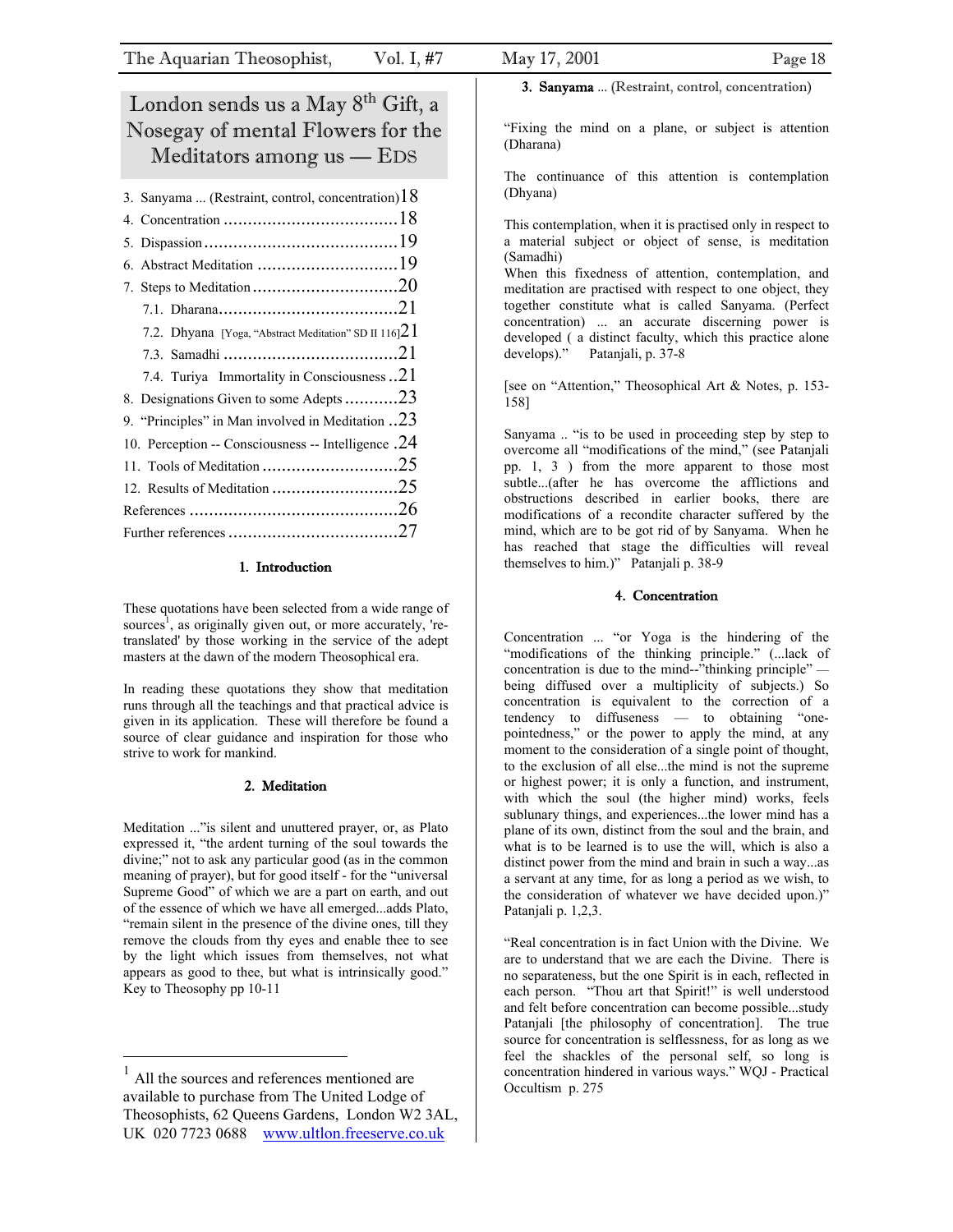# London sends us a May 8[th] Gift, a Nosegay of mental Flowers for the Meditators among us — EDS

3. Sanyama ... (Restraint, control, concentration) 18
4. Concentration .................................... 18
5. Dispassion ........................................ 19
6. Abstract Meditation ............................. 19
7. Steps to Meditation .............................. 20
   7.1. Dharana ..................................... 21
   7.2. Dhyana [Yoga, "Abstract Meditation" SD II 116] 21
   7.3. Samadhi .................................... 21
   7.4. Turiya Immortality in Consciousness .. 21
8. Designations Given to some Adepts ........... 23
9. "Principles" in Man involved in Meditation .. 23
10. Perception -- Consciousness -- Intelligence . 24
11. Tools of Meditation ............................ 25
12. Results of Meditation .......................... 25
References ........................................... 26
Further references .................................. 27

## 1. Introduction

These quotations have been selected from a wide range of sources[1], as originally given out, or more accurately, 're-translated' by those working in the service of the adept masters at the dawn of the modern Theosophical era.

In reading these quotations they show that meditation runs through all the teachings and that practical advice is given in its application. These will therefore be found a source of clear guidance and inspiration for those who strive to work for mankind.

## 2. Meditation

Meditation ..."is silent and unuttered prayer, or, as Plato expressed it, "the ardent turning of the soul towards the divine;" not to ask any particular good (as in the common meaning of prayer), but for good itself - for the "universal Supreme Good" of which we are a part on earth, and out of the essence of which we have all emerged...adds Plato, "remain silent in the presence of the divine ones, till they remove the clouds from thy eyes and enable thee to see by the light which issues from themselves, not what appears as good to thee, but what is intrinsically good." Key to Theosophy pp 10-11

[1] All the sources and references mentioned are available to purchase from The United Lodge of Theosophists, 62 Queens Gardens, London W2 3AL, UK 020 7723 0688 www.ultlon.freeserve.co.uk

## 3. Sanyama ... (Restraint, control, concentration)

"Fixing the mind on a plane, or subject is attention (Dharana)

The continuance of this attention is contemplation (Dhyana)

This contemplation, when it is practised only in respect to a material subject or object of sense, is meditation (Samadhi)
When this fixedness of attention, contemplation, and meditation are practised with respect to one object, they together constitute what is called Sanyama. (Perfect concentration) ... an accurate discerning power is developed ( a distinct faculty, which this practice alone develops)." Patanjali, p. 37-8

[see on "Attention," Theosophical Art & Notes, p. 153-158]

Sanyama .. "is to be used in proceeding step by step to overcome all "modifications of the mind," (see Patanjali pp. 1, 3 ) from the more apparent to those most subtle...(after he has overcome the afflictions and obstructions described in earlier books, there are modifications of a recondite character suffered by the mind, which are to be got rid of by Sanyama. When he has reached that stage the difficulties will reveal themselves to him.)" Patanjali p. 38-9

## 4. Concentration

Concentration ... "or Yoga is the hindering of the "modifications of the thinking principle." (...lack of concentration is due to the mind--"thinking principle" — being diffused over a multiplicity of subjects.) So concentration is equivalent to the correction of a tendency to diffuseness — to obtaining "one-pointedness," or the power to apply the mind, at any moment to the consideration of a single point of thought, to the exclusion of all else...the mind is not the supreme or highest power; it is only a function, and instrument, with which the soul (the higher mind) works, feels sublunary things, and experiences...the lower mind has a plane of its own, distinct from the soul and the brain, and what is to be learned is to use the will, which is also a distinct power from the mind and brain in such a way...as a servant at any time, for as long a period as we wish, to the consideration of whatever we have decided upon.)" Patanjali p. 1,2,3.

"Real concentration is in fact Union with the Divine. We are to understand that we are each the Divine. There is no separateness, but the one Spirit is in each, reflected in each person. "Thou art that Spirit!" is well understood and felt before concentration can become possible...study Patanjali [the philosophy of concentration]. The true source for concentration is selflessness, for as long as we feel the shackles of the personal self, so long is concentration hindered in various ways." WQJ - Practical Occultism p. 275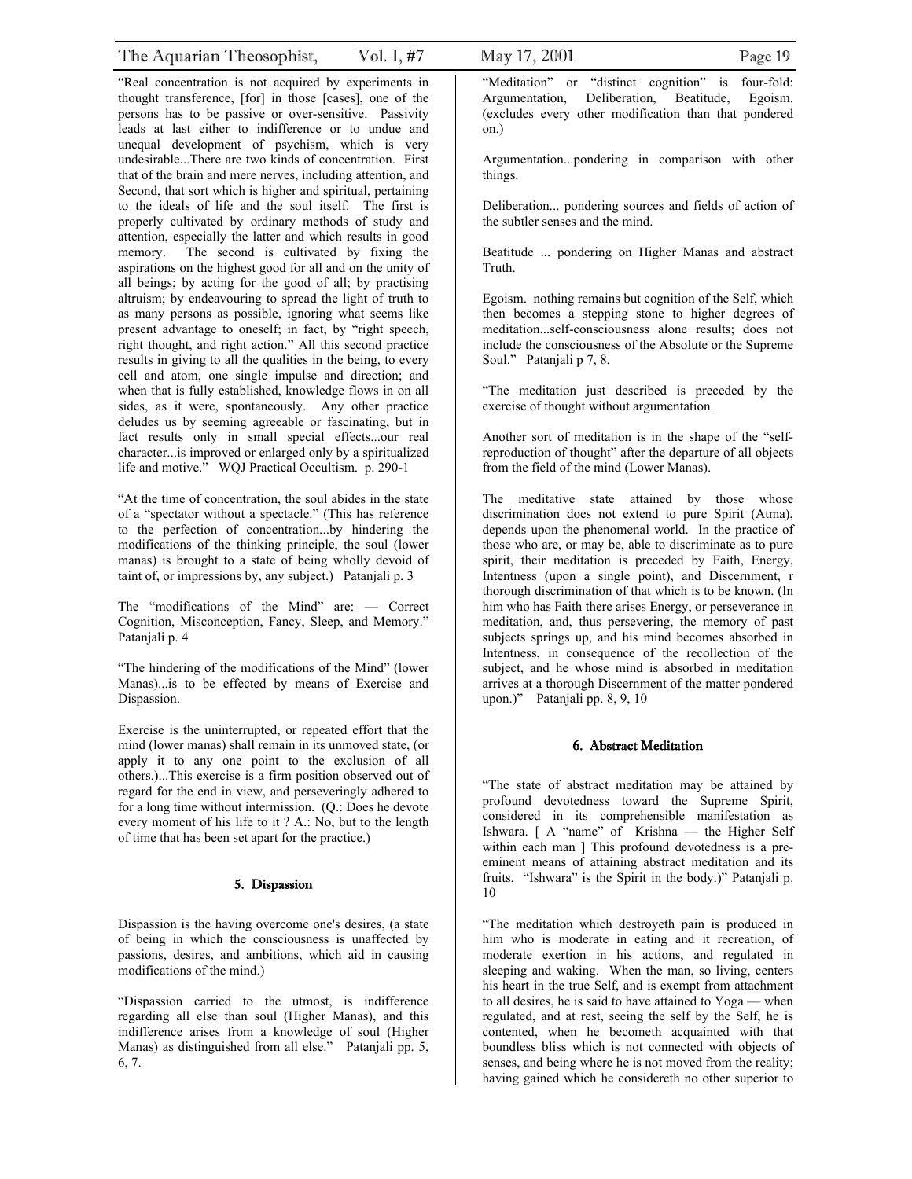"Real concentration is not acquired by experiments in thought transference, [for] in those [cases], one of the persons has to be passive or over-sensitive. Passivity leads at last either to indifference or to undue and unequal development of psychism, which is very undesirable...There are two kinds of concentration. First that of the brain and mere nerves, including attention, and Second, that sort which is higher and spiritual, pertaining to the ideals of life and the soul itself. The first is properly cultivated by ordinary methods of study and attention, especially the latter and which results in good memory. The second is cultivated by fixing the aspirations on the highest good for all and on the unity of all beings; by acting for the good of all; by practising altruism; by endeavouring to spread the light of truth to as many persons as possible, ignoring what seems like present advantage to oneself; in fact, by "right speech, right thought, and right action." All this second practice results in giving to all the qualities in the being, to every cell and atom, one single impulse and direction; and when that is fully established, knowledge flows in on all sides, as it were, spontaneously. Any other practice deludes us by seeming agreeable or fascinating, but in fact results only in small special effects...our real character...is improved or enlarged only by a spiritualized life and motive." WQJ Practical Occultism. p. 290-1

"At the time of concentration, the soul abides in the state of a "spectator without a spectacle." (This has reference to the perfection of concentration...by hindering the modifications of the thinking principle, the soul (lower manas) is brought to a state of being wholly devoid of taint of, or impressions by, any subject.) Patanjali p. 3

The "modifications of the Mind" are: — Correct Cognition, Misconception, Fancy, Sleep, and Memory." Patanjali p. 4

"The hindering of the modifications of the Mind" (lower Manas)...is to be effected by means of Exercise and Dispassion.

Exercise is the uninterrupted, or repeated effort that the mind (lower manas) shall remain in its unmoved state, (or apply it to any one point to the exclusion of all others.)...This exercise is a firm position observed out of regard for the end in view, and perseveringly adhered to for a long time without intermission. (Q.: Does he devote every moment of his life to it ? A.: No, but to the length of time that has been set apart for the practice.)

#### 5. Dispassion

Dispassion is the having overcome one's desires, (a state of being in which the consciousness is unaffected by passions, desires, and ambitions, which aid in causing modifications of the mind.)

"Dispassion carried to the utmost, is indifference regarding all else than soul (Higher Manas), and this indifference arises from a knowledge of soul (Higher Manas) as distinguished from all else." Patanjali pp. 5, 6, 7.

"Meditation" or "distinct cognition" is four-fold: Argumentation, Deliberation, Beatitude, Egoism. (excludes every other modification than that pondered on.)

Argumentation...pondering in comparison with other things.

Deliberation... pondering sources and fields of action of the subtler senses and the mind.

Beatitude ... pondering on Higher Manas and abstract Truth.

Egoism. nothing remains but cognition of the Self, which then becomes a stepping stone to higher degrees of meditation...self-consciousness alone results; does not include the consciousness of the Absolute or the Supreme Soul." Patanjali p 7, 8.

"The meditation just described is preceded by the exercise of thought without argumentation.

Another sort of meditation is in the shape of the "self-reproduction of thought" after the departure of all objects from the field of the mind (Lower Manas).

The meditative state attained by those whose discrimination does not extend to pure Spirit (Atma), depends upon the phenomenal world. In the practice of those who are, or may be, able to discriminate as to pure spirit, their meditation is preceded by Faith, Energy, Intentness (upon a single point), and Discernment, r thorough discrimination of that which is to be known. (In him who has Faith there arises Energy, or perseverance in meditation, and, thus persevering, the memory of past subjects springs up, and his mind becomes absorbed in Intentness, in consequence of the recollection of the subject, and he whose mind is absorbed in meditation arrives at a thorough Discernment of the matter pondered upon.)" Patanjali pp. 8, 9, 10

#### 6. Abstract Meditation

"The state of abstract meditation may be attained by profound devotedness toward the Supreme Spirit, considered in its comprehensible manifestation as Ishwara. [ A "name" of Krishna — the Higher Self within each man ] This profound devotedness is a pre-eminent means of attaining abstract meditation and its fruits. "Ishwara" is the Spirit in the body.)" Patanjali p. 10

"The meditation which destroyeth pain is produced in him who is moderate in eating and it recreation, of moderate exertion in his actions, and regulated in sleeping and waking. When the man, so living, centers his heart in the true Self, and is exempt from attachment to all desires, he is said to have attained to Yoga — when regulated, and at rest, seeing the self by the Self, he is contented, when he becometh acquainted with that boundless bliss which is not connected with objects of senses, and being where he is not moved from the reality; having gained which he considereth no other superior to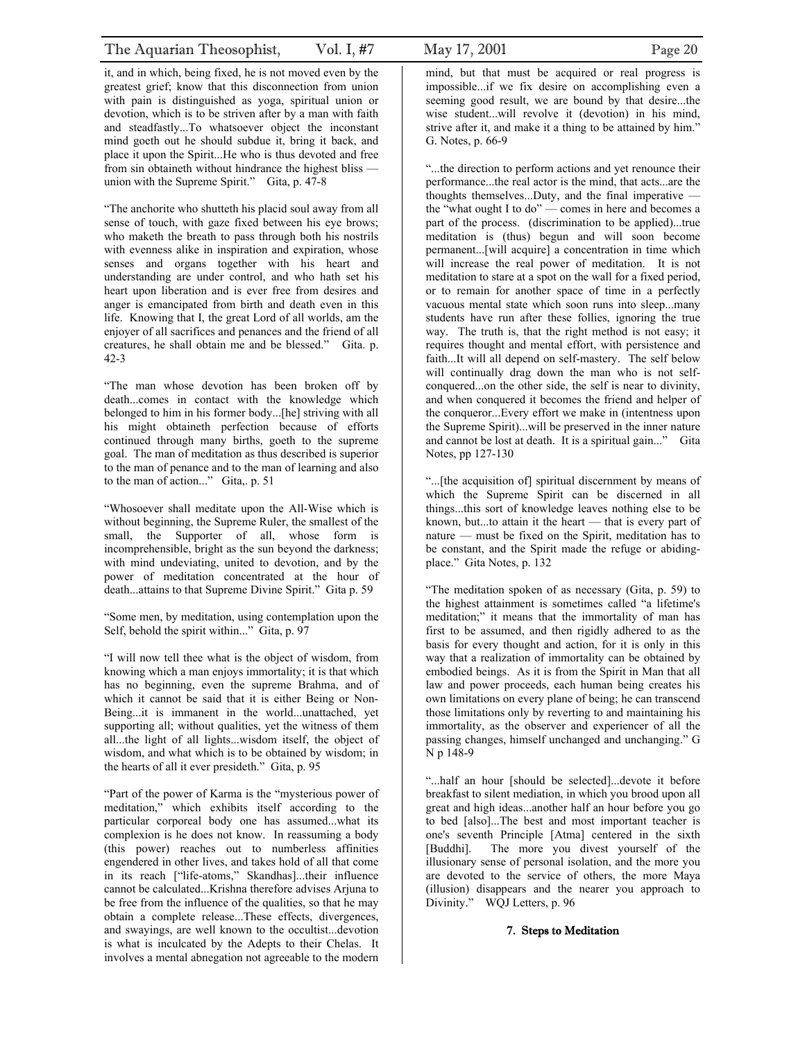it, and in which, being fixed, he is not moved even by the greatest grief; know that this disconnection from union with pain is distinguished as yoga, spiritual union or devotion, which is to be striven after by a man with faith and steadfastly...To whatsoever object the inconstant mind goeth out he should subdue it, bring it back, and place it upon the Spirit...He who is thus devoted and free from sin obtaineth without hindrance the highest bliss — union with the Supreme Spirit." Gita, p. 47-8

"The anchorite who shutteth his placid soul away from all sense of touch, with gaze fixed between his eye brows; who maketh the breath to pass through both his nostrils with evenness alike in inspiration and expiration, whose senses and organs together with his heart and understanding are under control, and who hath set his heart upon liberation and is ever free from desires and anger is emancipated from birth and death even in this life. Knowing that I, the great Lord of all worlds, am the enjoyer of all sacrifices and penances and the friend of all creatures, he shall obtain me and be blessed." Gita. p. 42-3

"The man whose devotion has been broken off by death...comes in contact with the knowledge which belonged to him in his former body...[he] striving with all his might obtaineth perfection because of efforts continued through many births, goeth to the supreme goal. The man of meditation as thus described is superior to the man of penance and to the man of learning and also to the man of action..." Gita,. p. 51

"Whosoever shall meditate upon the All-Wise which is without beginning, the Supreme Ruler, the smallest of the small, the Supporter of all, whose form is incomprehensible, bright as the sun beyond the darkness; with mind undeviating, united to devotion, and by the power of meditation concentrated at the hour of death...attains to that Supreme Divine Spirit." Gita p. 59

"Some men, by meditation, using contemplation upon the Self, behold the spirit within..." Gita, p. 97

"I will now tell thee what is the object of wisdom, from knowing which a man enjoys immortality; it is that which has no beginning, even the supreme Brahma, and of which it cannot be said that it is either Being or Non-Being...it is immanent in the world...unattached, yet supporting all; without qualities, yet the witness of them all...the light of all lights...wisdom itself, the object of wisdom, and what which is to be obtained by wisdom; in the hearts of all it ever presideth." Gita, p. 95

"Part of the power of Karma is the "mysterious power of meditation," which exhibits itself according to the particular corporeal body one has assumed...what its complexion is he does not know. In reassuming a body (this power) reaches out to numberless affinities engendered in other lives, and takes hold of all that come in its reach ["life-atoms," Skandhas]...their influence cannot be calculated...Krishna therefore advises Arjuna to be free from the influence of the qualities, so that he may obtain a complete release...These effects, divergences, and swayings, are well known to the occultist...devotion is what is inculcated by the Adepts to their Chelas. It involves a mental abnegation not agreeable to the modern mind, but that must be acquired or real progress is impossible...if we fix desire on accomplishing even a seeming good result, we are bound by that desire...the wise student...will revolve it (devotion) in his mind, strive after it, and make it a thing to be attained by him." G. Notes, p. 66-9

"...the direction to perform actions and yet renounce their performance...the real actor is the mind, that acts...are the thoughts themselves...Duty, and the final imperative — the "what ought I to do" — comes in here and becomes a part of the process. (discrimination to be applied)...true meditation is (thus) begun and will soon become permanent...[will acquire] a concentration in time which will increase the real power of meditation. It is not meditation to stare at a spot on the wall for a fixed period, or to remain for another space of time in a perfectly vacuous mental state which soon runs into sleep...many students have run after these follies, ignoring the true way. The truth is, that the right method is not easy; it requires thought and mental effort, with persistence and faith...It will all depend on self-mastery. The self below will continually drag down the man who is not self-conquered...on the other side, the self is near to divinity, and when conquered it becomes the friend and helper of the conqueror...Every effort we make in (intentness upon the Supreme Spirit)...will be preserved in the inner nature and cannot be lost at death. It is a spiritual gain..." Gita Notes, pp 127-130

"...[the acquisition of] spiritual discernment by means of which the Supreme Spirit can be discerned in all things...this sort of knowledge leaves nothing else to be known, but...to attain it the heart — that is every part of nature — must be fixed on the Spirit, meditation has to be constant, and the Spirit made the refuge or abiding-place." Gita Notes, p. 132

"The meditation spoken of as necessary (Gita, p. 59) to the highest attainment is sometimes called "a lifetime's meditation;" it means that the immortality of man has first to be assumed, and then rigidly adhered to as the basis for every thought and action, for it is only in this way that a realization of immortality can be obtained by embodied beings. As it is from the Spirit in Man that all law and power proceeds, each human being creates his own limitations on every plane of being; he can transcend those limitations only by reverting to and maintaining his immortality, as the observer and experiencer of all the passing changes, himself unchanged and unchanging." G N p 148-9

"...half an hour [should be selected]...devote it before breakfast to silent mediation, in which you brood upon all great and high ideas...another half an hour before you go to bed [also]...The best and most important teacher is one's seventh Principle [Atma] centered in the sixth [Buddhi]. The more you divest yourself of the illusionary sense of personal isolation, and the more you are devoted to the service of others, the more Maya (illusion) disappears and the nearer you approach to Divinity." WQJ Letters, p. 96

## 7. Steps to Meditation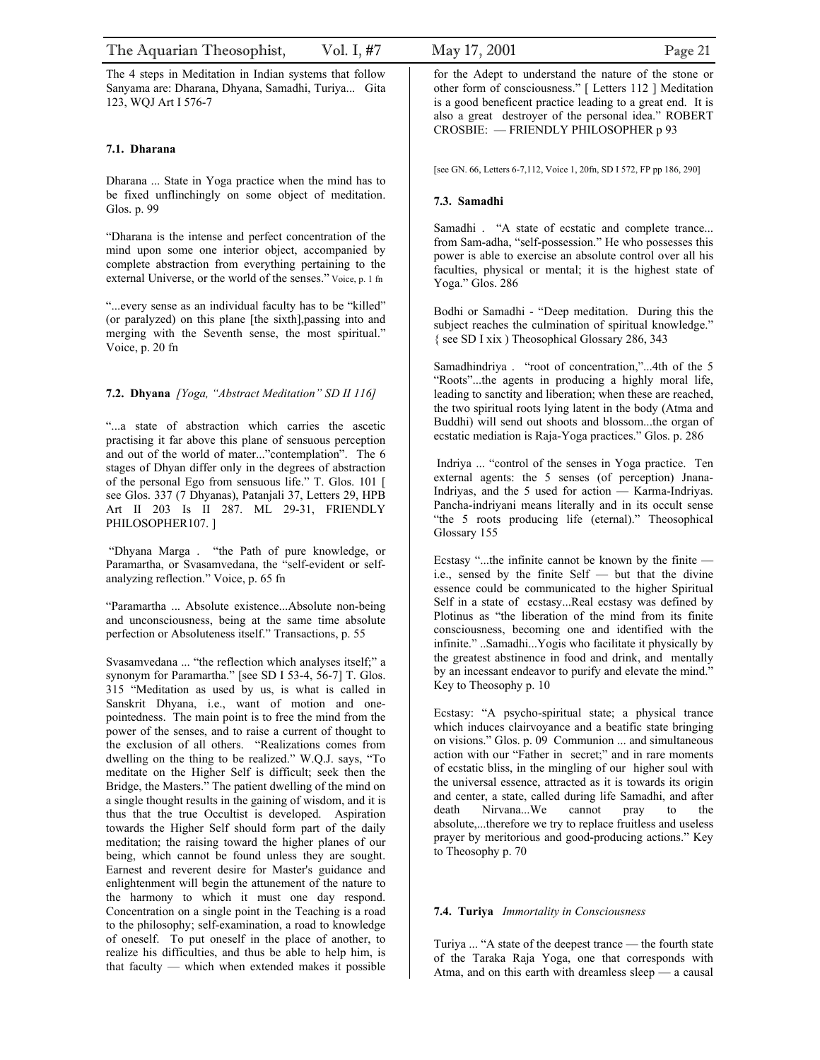The 4 steps in Meditation in Indian systems that follow Sanyama are: Dharana, Dhyana, Samadhi, Turiya... Gita 123, WQJ Art I 576-7

#### 7.1. Dharana

Dharana ... State in Yoga practice when the mind has to be fixed unflinchingly on some object of meditation. Glos. p. 99

"Dharana is the intense and perfect concentration of the mind upon some one interior object, accompanied by complete abstraction from everything pertaining to the external Universe, or the world of the senses." Voice, p. 1 fn

"...every sense as an individual faculty has to be "killed" (or paralyzed) on this plane [the sixth],passing into and merging with the Seventh sense, the most spiritual." Voice, p. 20 fn

#### 7.2. Dhyana *[Yoga, "Abstract Meditation" SD II 116]*

"...a state of abstraction which carries the ascetic practising it far above this plane of sensuous perception and out of the world of mater..."contemplation". The 6 stages of Dhyan differ only in the degrees of abstraction of the personal Ego from sensuous life." T. Glos. 101 [ see Glos. 337 (7 Dhyanas), Patanjali 37, Letters 29, HPB Art II 203 Is II 287. ML 29-31, FRIENDLY PHILOSOPHER107. ]

"Dhyana Marga . "the Path of pure knowledge, or Paramartha, or Svasamvedana, the "self-evident or self-analyzing reflection." Voice, p. 65 fn

"Paramartha ... Absolute existence...Absolute non-being and unconsciousness, being at the same time absolute perfection or Absoluteness itself." Transactions, p. 55

Svasamvedana ... "the reflection which analyses itself;" a synonym for Paramartha." [see SD I 53-4, 56-7] T. Glos. 315 "Meditation as used by us, is what is called in Sanskrit Dhyana, i.e., want of motion and one-pointedness. The main point is to free the mind from the power of the senses, and to raise a current of thought to the exclusion of all others. "Realizations comes from dwelling on the thing to be realized." W.Q.J. says, "To meditate on the Higher Self is difficult; seek then the Bridge, the Masters." The patient dwelling of the mind on a single thought results in the gaining of wisdom, and it is thus that the true Occultist is developed. Aspiration towards the Higher Self should form part of the daily meditation; the raising toward the higher planes of our being, which cannot be found unless they are sought. Earnest and reverent desire for Master's guidance and enlightenment will begin the attunement of the nature to the harmony to which it must one day respond. Concentration on a single point in the Teaching is a road to the philosophy; self-examination, a road to knowledge of oneself. To put oneself in the place of another, to realize his difficulties, and thus be able to help him, is that faculty — which when extended makes it possible for the Adept to understand the nature of the stone or other form of consciousness." [ Letters 112 ] Meditation is a good beneficent practice leading to a great end. It is also a great destroyer of the personal idea." ROBERT CROSBIE: — FRIENDLY PHILOSOPHER p 93

[see GN. 66, Letters 6-7,112, Voice 1, 20fn, SD I 572, FP pp 186, 290]

#### 7.3. Samadhi

Samadhi . "A state of ecstatic and complete trance... from Sam-adha, "self-possession." He who possesses this power is able to exercise an absolute control over all his faculties, physical or mental; it is the highest state of Yoga." Glos. 286

Bodhi or Samadhi - "Deep meditation. During this the subject reaches the culmination of spiritual knowledge." { see SD I xix ) Theosophical Glossary 286, 343

Samadhindriya . "root of concentration,"...4th of the 5 "Roots"...the agents in producing a highly moral life, leading to sanctity and liberation; when these are reached, the two spiritual roots lying latent in the body (Atma and Buddhi) will send out shoots and blossom...the organ of ecstatic mediation is Raja-Yoga practices." Glos. p. 286

Indriya ... "control of the senses in Yoga practice. Ten external agents: the 5 senses (of perception) Jnana-Indriyas, and the 5 used for action — Karma-Indriyas. Pancha-indriyani means literally and in its occult sense "the 5 roots producing life (eternal)." Theosophical Glossary 155

Ecstasy "...the infinite cannot be known by the finite — i.e., sensed by the finite Self — but that the divine essence could be communicated to the higher Spiritual Self in a state of ecstasy...Real ecstasy was defined by Plotinus as "the liberation of the mind from its finite consciousness, becoming one and identified with the infinite." ..Samadhi...Yogis who facilitate it physically by the greatest abstinence in food and drink, and mentally by an incessant endeavor to purify and elevate the mind." Key to Theosophy p. 10

Ecstasy: "A psycho-spiritual state; a physical trance which induces clairvoyance and a beatific state bringing on visions." Glos. p. 09 Communion ... and simultaneous action with our "Father in secret;" and in rare moments of ecstatic bliss, in the mingling of our higher soul with the universal essence, attracted as it is towards its origin and center, a state, called during life Samadhi, and after death Nirvana...We cannot pray to the absolute,...therefore we try to replace fruitless and useless prayer by meritorious and good-producing actions." Key to Theosophy p. 70

#### 7.4. Turiya *Immortality in Consciousness*

Turiya ... "A state of the deepest trance — the fourth state of the Taraka Raja Yoga, one that corresponds with Atma, and on this earth with dreamless sleep — a causal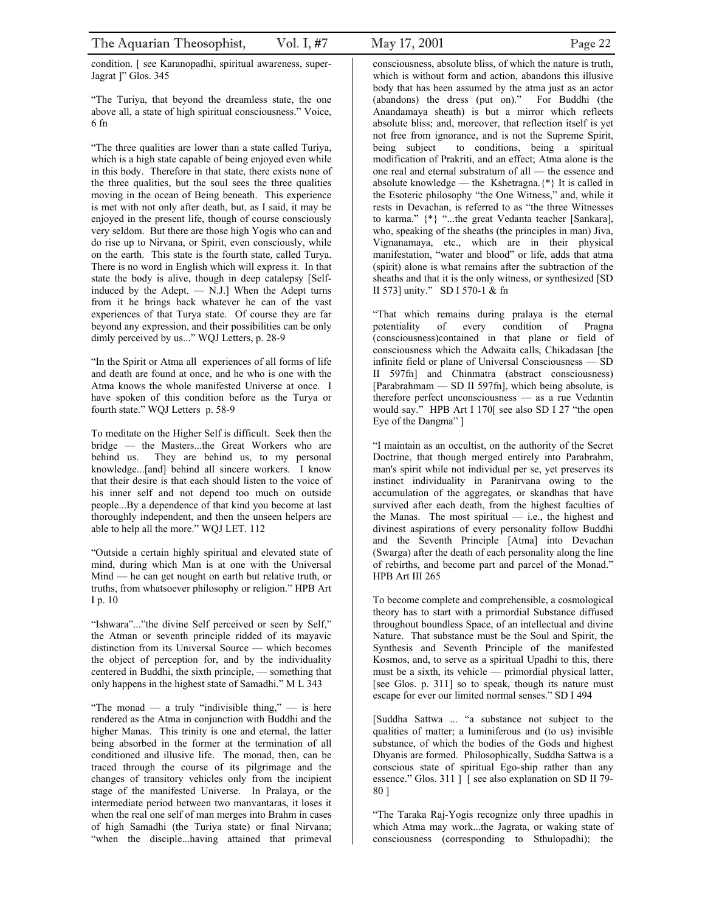condition. [ see Karanopadhi, spiritual awareness, super-Jagrat ]" Glos. 345

"The Turiya, that beyond the dreamless state, the one above all, a state of high spiritual consciousness." Voice, 6 fn

"The three qualities are lower than a state called Turiya, which is a high state capable of being enjoyed even while in this body. Therefore in that state, there exists none of the three qualities, but the soul sees the three qualities moving in the ocean of Being beneath. This experience is met with not only after death, but, as I said, it may be enjoyed in the present life, though of course consciously very seldom. But there are those high Yogis who can and do rise up to Nirvana, or Spirit, even consciously, while on the earth. This state is the fourth state, called Turya. There is no word in English which will express it. In that state the body is alive, though in deep catalepsy [Self-induced by the Adept. — N.J.] When the Adept turns from it he brings back whatever he can of the vast experiences of that Turya state. Of course they are far beyond any expression, and their possibilities can be only dimly perceived by us..." WQJ Letters, p. 28-9

"In the Spirit or Atma all experiences of all forms of life and death are found at once, and he who is one with the Atma knows the whole manifested Universe at once. I have spoken of this condition before as the Turya or fourth state." WQJ Letters p. 58-9

To meditate on the Higher Self is difficult. Seek then the bridge — the Masters...the Great Workers who are behind us. They are behind us, to my personal knowledge...[and] behind all sincere workers. I know that their desire is that each should listen to the voice of his inner self and not depend too much on outside people...By a dependence of that kind you become at last thoroughly independent, and then the unseen helpers are able to help all the more." WQJ LET. 112

"Outside a certain highly spiritual and elevated state of mind, during which Man is at one with the Universal Mind — he can get nought on earth but relative truth, or truths, from whatsoever philosophy or religion." HPB Art I p. 10

"Ishwara"..."the divine Self perceived or seen by Self," the Atman or seventh principle ridded of its mayavic distinction from its Universal Source — which becomes the object of perception for, and by the individuality centered in Buddhi, the sixth principle, — something that only happens in the highest state of Samadhi." M L 343

"The monad — a truly "indivisible thing," — is here rendered as the Atma in conjunction with Buddhi and the higher Manas. This trinity is one and eternal, the latter being absorbed in the former at the termination of all conditioned and illusive life. The monad, then, can be traced through the course of its pilgrimage and the changes of transitory vehicles only from the incipient stage of the manifested Universe. In Pralaya, or the intermediate period between two manvantaras, it loses it when the real one self of man merges into Brahm in cases of high Samadhi (the Turiya state) or final Nirvana; "when the disciple...having attained that primeval consciousness, absolute bliss, of which the nature is truth, which is without form and action, abandons this illusive body that has been assumed by the atma just as an actor (abandons) the dress (put on)." For Buddhi (the Anandamaya sheath) is but a mirror which reflects absolute bliss; and, moreover, that reflection itself is yet not free from ignorance, and is not the Supreme Spirit, being subject to conditions, being a spiritual modification of Prakriti, and an effect; Atma alone is the one real and eternal substratum of all — the essence and absolute knowledge — the Kshetragna.{*} It is called in the Esoteric philosophy "the One Witness," and, while it rests in Devachan, is referred to as "the three Witnesses to karma." {*} "...the great Vedanta teacher [Sankara], who, speaking of the sheaths (the principles in man) Jiva, Vignanamaya, etc., which are in their physical manifestation, "water and blood" or life, adds that atma (spirit) alone is what remains after the subtraction of the sheaths and that it is the only witness, or synthesized [SD II 573] unity." SD I 570-1 & fn

"That which remains during pralaya is the eternal potentiality of every condition of Pragna (consciousness)contained in that plane or field of consciousness which the Adwaita calls, Chikadasan [the infinite field or plane of Universal Consciousness — SD II 597fn] and Chinmatra (abstract consciousness) [Parabrahmam — SD II 597fn], which being absolute, is therefore perfect unconsciousness — as a rue Vedantin would say." HPB Art I 170[ see also SD I 27 "the open Eye of the Dangma" ]

"I maintain as an occultist, on the authority of the Secret Doctrine, that though merged entirely into Parabrahm, man's spirit while not individual per se, yet preserves its instinct individuality in Paranirvana owing to the accumulation of the aggregates, or skandhas that have survived after each death, from the highest faculties of the Manas. The most spiritual — i.e., the highest and divinest aspirations of every personality follow Buddhi and the Seventh Principle [Atma] into Devachan (Swarga) after the death of each personality along the line of rebirths, and become part and parcel of the Monad." HPB Art III 265

To become complete and comprehensible, a cosmological theory has to start with a primordial Substance diffused throughout boundless Space, of an intellectual and divine Nature. That substance must be the Soul and Spirit, the Synthesis and Seventh Principle of the manifested Kosmos, and, to serve as a spiritual Upadhi to this, there must be a sixth, its vehicle — primordial physical latter, [see Glos. p. 311] so to speak, though its nature must escape for ever our limited normal senses." SD I 494

[Suddha Sattwa ... "a substance not subject to the qualities of matter; a luminiferous and (to us) invisible substance, of which the bodies of the Gods and highest Dhyanis are formed. Philosophically, Suddha Sattwa is a conscious state of spiritual Ego-ship rather than any essence." Glos. 311 ] [ see also explanation on SD II 79-80 ]

"The Taraka Raj-Yogis recognize only three upadhis in which Atma may work...the Jagrata, or waking state of consciousness (corresponding to Sthulopadhi); the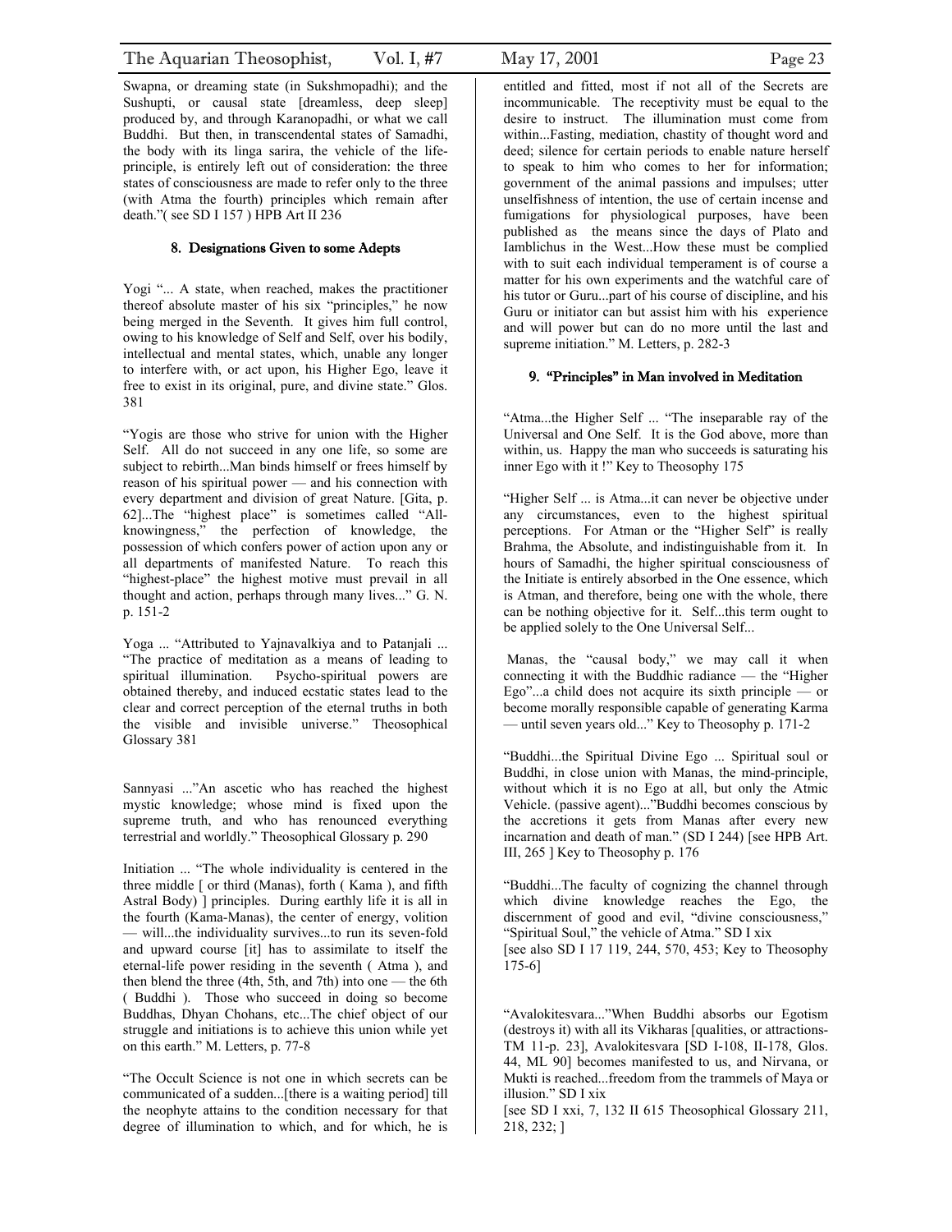Swapna, or dreaming state (in Sukshmopadhi); and the Sushupti, or causal state [dreamless, deep sleep] produced by, and through Karanopadhi, or what we call Buddhi. But then, in transcendental states of Samadhi, the body with its linga sarira, the vehicle of the life-principle, is entirely left out of consideration: the three states of consciousness are made to refer only to the three (with Atma the fourth) principles which remain after death."( see SD I 157 ) HPB Art II 236

#### 8. Designations Given to some Adepts

Yogi "... A state, when reached, makes the practitioner thereof absolute master of his six "principles," he now being merged in the Seventh. It gives him full control, owing to his knowledge of Self and Self, over his bodily, intellectual and mental states, which, unable any longer to interfere with, or act upon, his Higher Ego, leave it free to exist in its original, pure, and divine state." Glos. 381

"Yogis are those who strive for union with the Higher Self. All do not succeed in any one life, so some are subject to rebirth...Man binds himself or frees himself by reason of his spiritual power — and his connection with every department and division of great Nature. [Gita, p. 62]...The "highest place" is sometimes called "All-knowingness," the perfection of knowledge, the possession of which confers power of action upon any or all departments of manifested Nature. To reach this "highest-place" the highest motive must prevail in all thought and action, perhaps through many lives..." G. N. p. 151-2

Yoga ... "Attributed to Yajnavalkiya and to Patanjali ... "The practice of meditation as a means of leading to spiritual illumination. Psycho-spiritual powers are obtained thereby, and induced ecstatic states lead to the clear and correct perception of the eternal truths in both the visible and invisible universe." Theosophical Glossary 381

Sannyasi ..."An ascetic who has reached the highest mystic knowledge; whose mind is fixed upon the supreme truth, and who has renounced everything terrestrial and worldly." Theosophical Glossary p. 290

Initiation ... "The whole individuality is centered in the three middle [ or third (Manas), forth ( Kama ), and fifth Astral Body) ] principles. During earthly life it is all in the fourth (Kama-Manas), the center of energy, volition — will...the individuality survives...to run its seven-fold and upward course [it] has to assimilate to itself the eternal-life power residing in the seventh ( Atma ), and then blend the three (4th, 5th, and 7th) into one — the 6th ( Buddhi ). Those who succeed in doing so become Buddhas, Dhyan Chohans, etc...The chief object of our struggle and initiations is to achieve this union while yet on this earth." M. Letters, p. 77-8

"The Occult Science is not one in which secrets can be communicated of a sudden...[there is a waiting period] till the neophyte attains to the condition necessary for that degree of illumination to which, and for which, he is entitled and fitted, most if not all of the Secrets are incommunicable. The receptivity must be equal to the desire to instruct. The illumination must come from within...Fasting, mediation, chastity of thought word and deed; silence for certain periods to enable nature herself to speak to him who comes to her for information; government of the animal passions and impulses; utter unselfishness of intention, the use of certain incense and fumigations for physiological purposes, have been published as the means since the days of Plato and Iamblichus in the West...How these must be complied with to suit each individual temperament is of course a matter for his own experiments and the watchful care of his tutor or Guru...part of his course of discipline, and his Guru or initiator can but assist him with his experience and will power but can do no more until the last and supreme initiation." M. Letters, p. 282-3

#### 9. "Principles" in Man involved in Meditation

"Atma...the Higher Self ... "The inseparable ray of the Universal and One Self. It is the God above, more than within, us. Happy the man who succeeds is saturating his inner Ego with it !" Key to Theosophy 175

"Higher Self ... is Atma...it can never be objective under any circumstances, even to the highest spiritual perceptions. For Atman or the "Higher Self" is really Brahma, the Absolute, and indistinguishable from it. In hours of Samadhi, the higher spiritual consciousness of the Initiate is entirely absorbed in the One essence, which is Atman, and therefore, being one with the whole, there can be nothing objective for it. Self...this term ought to be applied solely to the One Universal Self...

Manas, the "causal body," we may call it when connecting it with the Buddhic radiance — the "Higher Ego"...a child does not acquire its sixth principle — or become morally responsible capable of generating Karma — until seven years old..." Key to Theosophy p. 171-2

"Buddhi...the Spiritual Divine Ego ... Spiritual soul or Buddhi, in close union with Manas, the mind-principle, without which it is no Ego at all, but only the Atmic Vehicle. (passive agent)..."Buddhi becomes conscious by the accretions it gets from Manas after every new incarnation and death of man." (SD I 244) [see HPB Art. III, 265 ] Key to Theosophy p. 176

"Buddhi...The faculty of cognizing the channel through which divine knowledge reaches the Ego, the discernment of good and evil, "divine consciousness," "Spiritual Soul," the vehicle of Atma." SD I xix
[see also SD I 17 119, 244, 570, 453; Key to Theosophy 175-6]

"Avalokitesvara..."When Buddhi absorbs our Egotism (destroys it) with all its Vikharas [qualities, or attractions-TM 11-p. 23], Avalokitesvara [SD I-108, II-178, Glos. 44, ML 90] becomes manifested to us, and Nirvana, or Mukti is reached...freedom from the trammels of Maya or illusion." SD I xix
[see SD I xxi, 7, 132 II 615 Theosophical Glossary 211, 218, 232; ]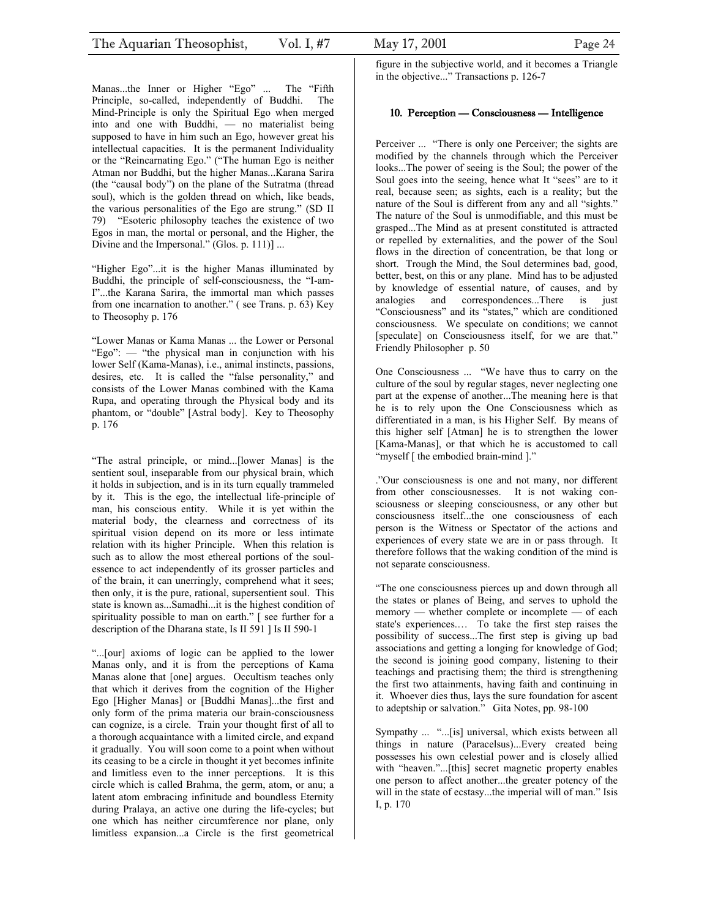Manas...the Inner or Higher "Ego" ... The "Fifth Principle, so-called, independently of Buddhi. The Mind-Principle is only the Spiritual Ego when merged into and one with Buddhi, — no materialist being supposed to have in him such an Ego, however great his intellectual capacities. It is the permanent Individuality or the "Reincarnating Ego." ("The human Ego is neither Atman nor Buddhi, but the higher Manas...Karana Sarira (the "causal body") on the plane of the Sutratma (thread soul), which is the golden thread on which, like beads, the various personalities of the Ego are strung." (SD II 79) "Esoteric philosophy teaches the existence of two Egos in man, the mortal or personal, and the Higher, the Divine and the Impersonal." (Glos. p. 111)] ...

"Higher Ego"...it is the higher Manas illuminated by Buddhi, the principle of self-consciousness, the "I-am-I"...the Karana Sarira, the immortal man which passes from one incarnation to another." ( see Trans. p. 63) Key to Theosophy p. 176

"Lower Manas or Kama Manas ... the Lower or Personal "Ego": — "the physical man in conjunction with his lower Self (Kama-Manas), i.e., animal instincts, passions, desires, etc. It is called the "false personality," and consists of the Lower Manas combined with the Kama Rupa, and operating through the Physical body and its phantom, or "double" [Astral body]. Key to Theosophy p. 176

"The astral principle, or mind...[lower Manas] is the sentient soul, inseparable from our physical brain, which it holds in subjection, and is in its turn equally trammeled by it. This is the ego, the intellectual life-principle of man, his conscious entity. While it is yet within the material body, the clearness and correctness of its spiritual vision depend on its more or less intimate relation with its higher Principle. When this relation is such as to allow the most ethereal portions of the soul-essence to act independently of its grosser particles and of the brain, it can unerringly, comprehend what it sees; then only, it is the pure, rational, supersentient soul. This state is known as...Samadhi...it is the highest condition of spirituality possible to man on earth." [ see further for a description of the Dharana state, Is II 591 ] Is II 590-1

"...[our] axioms of logic can be applied to the lower Manas only, and it is from the perceptions of Kama Manas alone that [one] argues. Occultism teaches only that which it derives from the cognition of the Higher Ego [Higher Manas] or [Buddhi Manas]...the first and only form of the prima materia our brain-consciousness can cognize, is a circle. Train your thought first of all to a thorough acquaintance with a limited circle, and expand it gradually. You will soon come to a point when without its ceasing to be a circle in thought it yet becomes infinite and limitless even to the inner perceptions. It is this circle which is called Brahma, the germ, atom, or anu; a latent atom embracing infinitude and boundless Eternity during Pralaya, an active one during the life-cycles; but one which has neither circumference nor plane, only limitless expansion...a Circle is the first geometrical figure in the subjective world, and it becomes a Triangle in the objective..." Transactions p. 126-7

#### 10. Perception — Consciousness — Intelligence

Perceiver ... "There is only one Perceiver; the sights are modified by the channels through which the Perceiver looks...The power of seeing is the Soul; the power of the Soul goes into the seeing, hence what It "sees" are to it real, because seen; as sights, each is a reality; but the nature of the Soul is different from any and all "sights." The nature of the Soul is unmodifiable, and this must be grasped...The Mind as at present constituted is attracted or repelled by externalities, and the power of the Soul flows in the direction of concentration, be that long or short. Trough the Mind, the Soul determines bad, good, better, best, on this or any plane. Mind has to be adjusted by knowledge of essential nature, of causes, and by analogies and correspondences...There is just "Consciousness" and its "states," which are conditioned consciousness. We speculate on conditions; we cannot [speculate] on Consciousness itself, for we are that." Friendly Philosopher p. 50

One Consciousness ... "We have thus to carry on the culture of the soul by regular stages, never neglecting one part at the expense of another...The meaning here is that he is to rely upon the One Consciousness which as differentiated in a man, is his Higher Self. By means of this higher self [Atman] he is to strengthen the lower [Kama-Manas], or that which he is accustomed to call "myself [ the embodied brain-mind ]."

."Our consciousness is one and not many, nor different from other consciousnesses. It is not waking consciousness or sleeping consciousness, or any other but consciousness itself...the one consciousness of each person is the Witness or Spectator of the actions and experiences of every state we are in or pass through. It therefore follows that the waking condition of the mind is not separate consciousness.

"The one consciousness pierces up and down through all the states or planes of Being, and serves to uphold the memory — whether complete or incomplete — of each state's experiences.… To take the first step raises the possibility of success...The first step is giving up bad associations and getting a longing for knowledge of God; the second is joining good company, listening to their teachings and practising them; the third is strengthening the first two attainments, having faith and continuing in it. Whoever dies thus, lays the sure foundation for ascent to adeptship or salvation." Gita Notes, pp. 98-100

Sympathy ... "...[is] universal, which exists between all things in nature (Paracelsus)...Every created being possesses his own celestial power and is closely allied with "heaven."...[this] secret magnetic property enables one person to affect another...the greater potency of the will in the state of ecstasy...the imperial will of man." Isis I, p. 170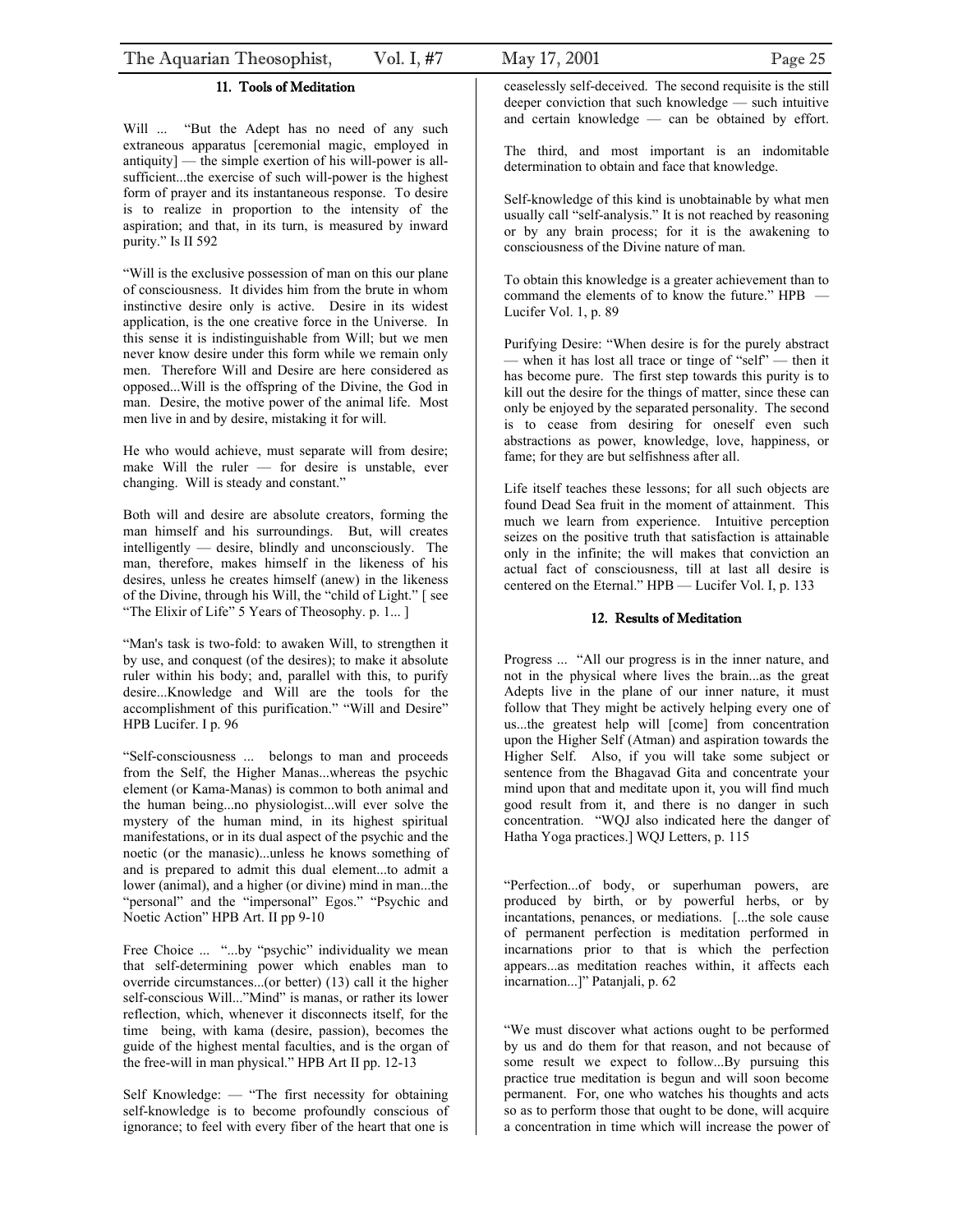## 11. Tools of Meditation

Will ... "But the Adept has no need of any such extraneous apparatus [ceremonial magic, employed in antiquity] — the simple exertion of his will-power is all-sufficient...the exercise of such will-power is the highest form of prayer and its instantaneous response. To desire is to realize in proportion to the intensity of the aspiration; and that, in its turn, is measured by inward purity." Is II 592

"Will is the exclusive possession of man on this our plane of consciousness. It divides him from the brute in whom instinctive desire only is active. Desire in its widest application, is the one creative force in the Universe. In this sense it is indistinguishable from Will; but we men never know desire under this form while we remain only men. Therefore Will and Desire are here considered as opposed...Will is the offspring of the Divine, the God in man. Desire, the motive power of the animal life. Most men live in and by desire, mistaking it for will.

He who would achieve, must separate will from desire; make Will the ruler — for desire is unstable, ever changing. Will is steady and constant."

Both will and desire are absolute creators, forming the man himself and his surroundings. But, will creates intelligently — desire, blindly and unconsciously. The man, therefore, makes himself in the likeness of his desires, unless he creates himself (anew) in the likeness of the Divine, through his Will, the "child of Light." [ see "The Elixir of Life" 5 Years of Theosophy. p. 1... ]

"Man's task is two-fold: to awaken Will, to strengthen it by use, and conquest (of the desires); to make it absolute ruler within his body; and, parallel with this, to purify desire...Knowledge and Will are the tools for the accomplishment of this purification." "Will and Desire" HPB Lucifer. I p. 96

"Self-consciousness ... belongs to man and proceeds from the Self, the Higher Manas...whereas the psychic element (or Kama-Manas) is common to both animal and the human being...no physiologist...will ever solve the mystery of the human mind, in its highest spiritual manifestations, or in its dual aspect of the psychic and the noetic (or the manasic)...unless he knows something of and is prepared to admit this dual element...to admit a lower (animal), and a higher (or divine) mind in man...the "personal" and the "impersonal" Egos." "Psychic and Noetic Action" HPB Art. II pp 9-10

Free Choice ... "...by "psychic" individuality we mean that self-determining power which enables man to override circumstances...(or better) (13) call it the higher self-conscious Will..."Mind" is manas, or rather its lower reflection, which, whenever it disconnects itself, for the time being, with kama (desire, passion), becomes the guide of the highest mental faculties, and is the organ of the free-will in man physical." HPB Art II pp. 12-13

Self Knowledge: — "The first necessity for obtaining self-knowledge is to become profoundly conscious of ignorance; to feel with every fiber of the heart that one is ceaselessly self-deceived. The second requisite is the still deeper conviction that such knowledge — such intuitive and certain knowledge — can be obtained by effort.

The third, and most important is an indomitable determination to obtain and face that knowledge.

Self-knowledge of this kind is unobtainable by what men usually call "self-analysis." It is not reached by reasoning or by any brain process; for it is the awakening to consciousness of the Divine nature of man.

To obtain this knowledge is a greater achievement than to command the elements of to know the future." HPB — Lucifer Vol. 1, p. 89

Purifying Desire: "When desire is for the purely abstract — when it has lost all trace or tinge of "self" — then it has become pure. The first step towards this purity is to kill out the desire for the things of matter, since these can only be enjoyed by the separated personality. The second is to cease from desiring for oneself even such abstractions as power, knowledge, love, happiness, or fame; for they are but selfishness after all.

Life itself teaches these lessons; for all such objects are found Dead Sea fruit in the moment of attainment. This much we learn from experience. Intuitive perception seizes on the positive truth that satisfaction is attainable only in the infinite; the will makes that conviction an actual fact of consciousness, till at last all desire is centered on the Eternal." HPB — Lucifer Vol. I, p. 133

## 12. Results of Meditation

Progress ... "All our progress is in the inner nature, and not in the physical where lives the brain...as the great Adepts live in the plane of our inner nature, it must follow that They might be actively helping every one of us...the greatest help will [come] from concentration upon the Higher Self (Atman) and aspiration towards the Higher Self. Also, if you will take some subject or sentence from the Bhagavad Gita and concentrate your mind upon that and meditate upon it, you will find much good result from it, and there is no danger in such concentration. "WQJ also indicated here the danger of Hatha Yoga practices.] WQJ Letters, p. 115

"Perfection...of body, or superhuman powers, are produced by birth, or by powerful herbs, or by incantations, penances, or mediations. [...the sole cause of permanent perfection is meditation performed in incarnations prior to that is which the perfection appears...as meditation reaches within, it affects each incarnation...]" Patanjali, p. 62

"We must discover what actions ought to be performed by us and do them for that reason, and not because of some result we expect to follow...By pursuing this practice true meditation is begun and will soon become permanent. For, one who watches his thoughts and acts so as to perform those that ought to be done, will acquire a concentration in time which will increase the power of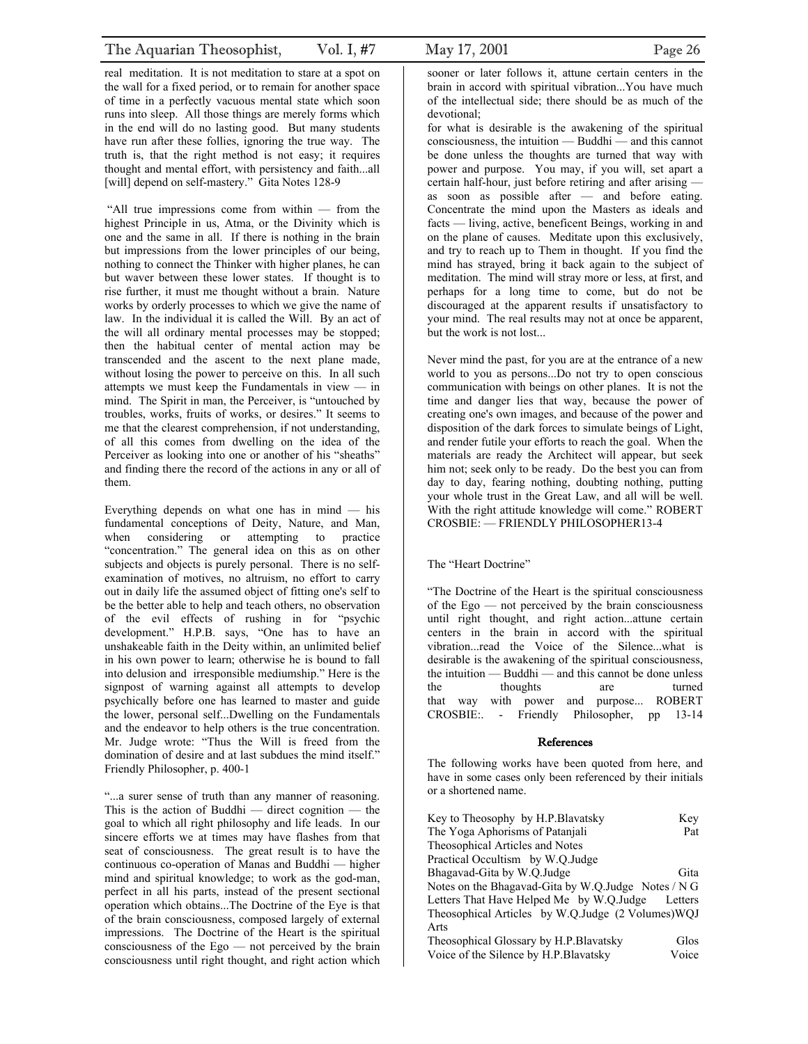real meditation. It is not meditation to stare at a spot on the wall for a fixed period, or to remain for another space of time in a perfectly vacuous mental state which soon runs into sleep. All those things are merely forms which in the end will do no lasting good. But many students have run after these follies, ignoring the true way. The truth is, that the right method is not easy; it requires thought and mental effort, with persistency and faith...all [will] depend on self-mastery." Gita Notes 128-9

"All true impressions come from within — from the highest Principle in us, Atma, or the Divinity which is one and the same in all. If there is nothing in the brain but impressions from the lower principles of our being, nothing to connect the Thinker with higher planes, he can but waver between these lower states. If thought is to rise further, it must me thought without a brain. Nature works by orderly processes to which we give the name of law. In the individual it is called the Will. By an act of the will all ordinary mental processes may be stopped; then the habitual center of mental action may be transcended and the ascent to the next plane made, without losing the power to perceive on this. In all such attempts we must keep the Fundamentals in view — in mind. The Spirit in man, the Perceiver, is "untouched by troubles, works, fruits of works, or desires." It seems to me that the clearest comprehension, if not understanding, of all this comes from dwelling on the idea of the Perceiver as looking into one or another of his "sheaths" and finding there the record of the actions in any or all of them.

Everything depends on what one has in mind — his fundamental conceptions of Deity, Nature, and Man, when considering or attempting to practice "concentration." The general idea on this as on other subjects and objects is purely personal. There is no self-examination of motives, no altruism, no effort to carry out in daily life the assumed object of fitting one's self to be the better able to help and teach others, no observation of the evil effects of rushing in for "psychic development." H.P.B. says, "One has to have an unshakeable faith in the Deity within, an unlimited belief in his own power to learn; otherwise he is bound to fall into delusion and irresponsible mediumship." Here is the signpost of warning against all attempts to develop psychically before one has learned to master and guide the lower, personal self...Dwelling on the Fundamentals and the endeavor to help others is the true concentration. Mr. Judge wrote: "Thus the Will is freed from the domination of desire and at last subdues the mind itself." Friendly Philosopher, p. 400-1

"...a surer sense of truth than any manner of reasoning. This is the action of Buddhi — direct cognition — the goal to which all right philosophy and life leads. In our sincere efforts we at times may have flashes from that seat of consciousness. The great result is to have the continuous co-operation of Manas and Buddhi — higher mind and spiritual knowledge; to work as the god-man, perfect in all his parts, instead of the present sectional operation which obtains...The Doctrine of the Eye is that of the brain consciousness, composed largely of external impressions. The Doctrine of the Heart is the spiritual consciousness of the Ego — not perceived by the brain consciousness until right thought, and right action which sooner or later follows it, attune certain centers in the brain in accord with spiritual vibration...You have much of the intellectual side; there should be as much of the devotional;

for what is desirable is the awakening of the spiritual consciousness, the intuition — Buddhi — and this cannot be done unless the thoughts are turned that way with power and purpose. You may, if you will, set apart a certain half-hour, just before retiring and after arising — as soon as possible after — and before eating. Concentrate the mind upon the Masters as ideals and facts — living, active, beneficent Beings, working in and on the plane of causes. Meditate upon this exclusively, and try to reach up to Them in thought. If you find the mind has strayed, bring it back again to the subject of meditation. The mind will stray more or less, at first, and perhaps for a long time to come, but do not be discouraged at the apparent results if unsatisfactory to your mind. The real results may not at once be apparent, but the work is not lost...

Never mind the past, for you are at the entrance of a new world to you as persons...Do not try to open conscious communication with beings on other planes. It is not the time and danger lies that way, because the power of creating one's own images, and because of the power and disposition of the dark forces to simulate beings of Light, and render futile your efforts to reach the goal. When the materials are ready the Architect will appear, but seek him not; seek only to be ready. Do the best you can from day to day, fearing nothing, doubting nothing, putting your whole trust in the Great Law, and all will be well. With the right attitude knowledge will come." ROBERT CROSBIE: — FRIENDLY PHILOSOPHER13-4

The "Heart Doctrine"

"The Doctrine of the Heart is the spiritual consciousness of the Ego — not perceived by the brain consciousness until right thought, and right action...attune certain centers in the brain in accord with the spiritual vibration...read the Voice of the Silence...what is desirable is the awakening of the spiritual consciousness, the intuition — Buddhi — and this cannot be done unless the thoughts are turned that way with power and purpose... ROBERT CROSBIE:. - Friendly Philosopher, pp 13-14

## References

The following works have been quoted from here, and have in some cases only been referenced by their initials or a shortened name.

| | |
|---|---|
| Key to Theosophy by H.P.Blavatsky | Key |
| The Yoga Aphorisms of Patanjali | Pat |
| Theosophical Articles and Notes | |
| Practical Occultism by W.Q.Judge | |
| Bhagavad-Gita by W.Q.Judge | Gita |
| Notes on the Bhagavad-Gita by W.Q.Judge | Notes / N G |
| Letters That Have Helped Me by W.Q.Judge | Letters |
| Theosophical Articles by W.Q.Judge (2 Volumes) | WQJ Arts |
| Theosophical Glossary by H.P.Blavatsky | Glos |
| Voice of the Silence by H.P.Blavatsky | Voice |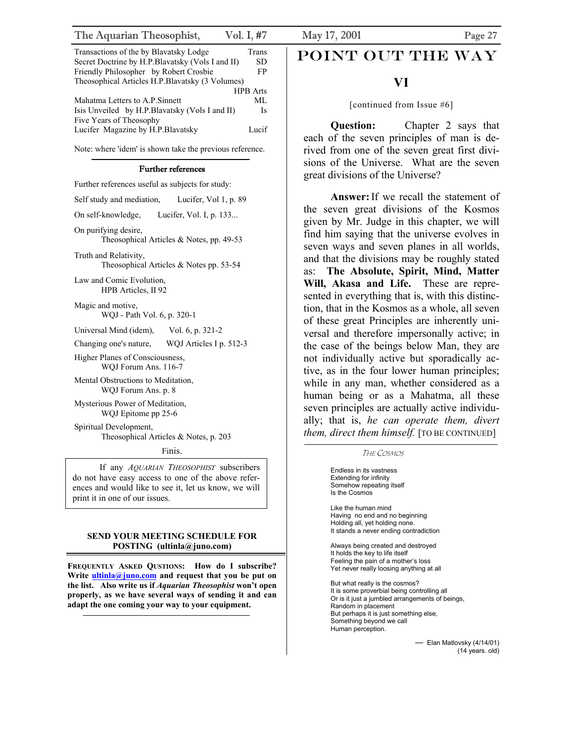| | |
|---|---|
| Transactions of the by Blavatsky Lodge | Trans |
| Secret Doctrine by H.P.Blavatsky (Vols I and II) | SD |
| Friendly Philosopher by Robert Crosbie | FP |
| Theosophical Articles H.P.Blavatsky (3 Volumes) | HPB Arts |
| Mahatma Letters to A.P.Sinnett | ML |
| Isis Unveiled by H.P.Blavatsky (Vols I and II) | Is |
| Five Years of Theosophy | |
| Lucifer Magazine by H.P.Blavatsky | Lucif |

Note: where 'idem' is shown take the previous reference.

### Further references

Further references useful as subjects for study:

Self study and mediation, Lucifer, Vol 1, p. 89

On self-knowledge, Lucifer, Vol. I, p. 133...

On purifying desire,
Theosophical Articles & Notes, pp. 49-53

Truth and Relativity,
Theosophical Articles & Notes pp. 53-54

Law and Comic Evolution,
HPB Articles, II 92

Magic and motive,
WQJ - Path Vol. 6, p. 320-1

Universal Mind (idem), Vol. 6, p. 321-2

Changing one's nature, WQJ Articles I p. 512-3

Higher Planes of Consciousness,
WQJ Forum Ans. 116-7

Mental Obstructions to Meditation,
WQJ Forum Ans. p. 8

Mysterious Power of Meditation,
WQJ Epitome pp 25-6

Spiritual Development,
Theosophical Articles & Notes, p. 203

Finis.

If any *Aquarian Theosophist* subscribers do not have easy access to one of the above references and would like to see it, let us know, we will print it in one of our issues.

**SEND YOUR MEETING SCHEDULE FOR POSTING (ultinla@juno.com)**

**Frequently Asked Questions: How do I subscribe? Write ultinla@juno.com and request that you be put on the list. Also write us if *Aquarian Theosophist* won't open properly, as we have several ways of sending it and can adapt the one coming your way to your equipment.**

# POINT OUT THE WAY

## VI

[continued from Issue #6]

**Question:** Chapter 2 says that each of the seven principles of man is derived from one of the seven great first divisions of the Universe. What are the seven great divisions of the Universe?

**Answer:** If we recall the statement of the seven great divisions of the Kosmos given by Mr. Judge in this chapter, we will find him saying that the universe evolves in seven ways and seven planes in all worlds, and that the divisions may be roughly stated as: **The Absolute, Spirit, Mind, Matter Will, Akasa and Life.** These are represented in everything that is, with this distinction, that in the Kosmos as a whole, all seven of these great Principles are inherently universal and therefore impersonally active; in the case of the beings below Man, they are not individually active but sporadically active, as in the four lower human principles; while in any man, whether considered as a human being or as a Mahatma, all these seven principles are actually active individually; that is, *he can operate them, divert them, direct them himself.* [TO BE CONTINUED]

*The Cosmos*

Endless in its vastness
Extending for infinity
Somehow repeating itself
Is the Cosmos

Like the human mind
Having no end and no beginning
Holding all, yet holding none.
It stands a never ending contradiction

Always being created and destroyed
It holds the key to life itself
Feeling the pain of a mother's loss
Yet never really loosing anything at all

But what really is the cosmos?
It is some proverbial being controlling all
Or is it just a jumbled arrangements of beings,
Random in placement
But perhaps it is just something else,
Something beyond we call
Human perception.

— Elan Matlovsky (4/14/01)
(14 years. old)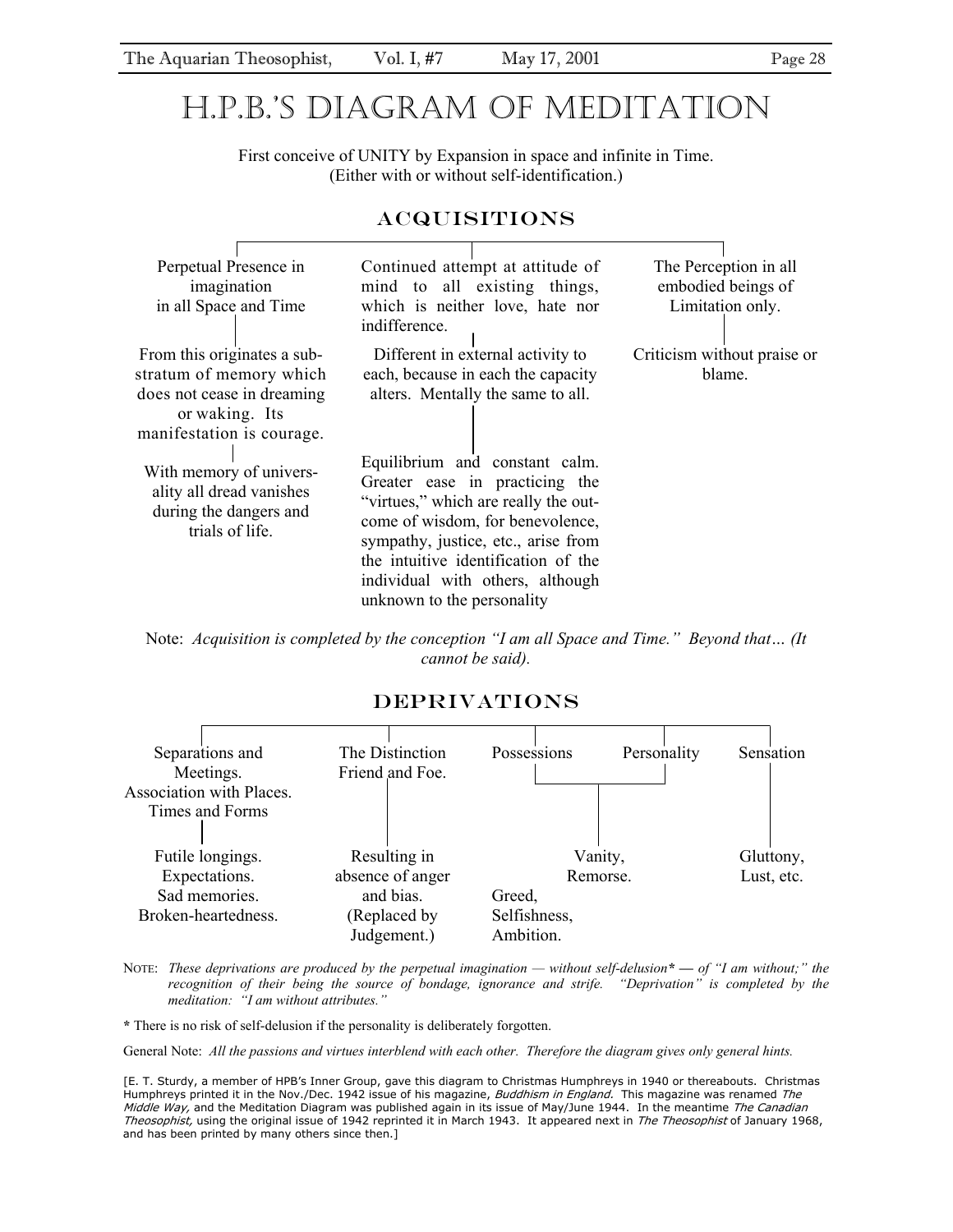# H.P.B.'s Diagram of Meditation

First conceive of UNITY by Expansion in space and infinite in Time.
(Either with or without self-identification.)

## Acquisitions

| | | |
|---|---|---|
| Perpetual Presence in imagination in all Space and Time | Continued attempt at attitude of mind to all existing things, which is neither love, hate nor indifference. | The Perception in all embodied beings of Limitation only. |
| From this originates a substratum of memory which does not cease in dreaming or waking. Its manifestation is courage. | Different in external activity to each, because in each the capacity alters. Mentally the same to all. | Criticism without praise or blame. |
| With memory of universality all dread vanishes during the dangers and trials of life. | Equilibrium and constant calm. Greater ease in practicing the "virtues," which are really the outcome of wisdom, for benevolence, sympathy, justice, etc., arise from the intuitive identification of the individual with others, although unknown to the personality | |

Note: *Acquisition is completed by the conception "I am all Space and Time." Beyond that… (It cannot be said).*

## Deprivations

| | | | | |
|---|---|---|---|---|
| Separations and Meetings. Association with Places. Times and Forms | The Distinction Friend and Foe. | Possessions | Personality | Sensation |
| Futile longings. Expectations. Sad memories. Broken-heartedness. | Resulting in absence of anger and bias. (Replaced by Judgement.) | Vanity, Remorse. Greed, Selfishness, Ambition. | | Gluttony, Lust, etc. |

NOTE: *These deprivations are produced by the perpetual imagination — without self-delusion* — of "I am without;" the recognition of their being the source of bondage, ignorance and strife. "Deprivation" is completed by the meditation: "I am without attributes."*

* There is no risk of self-delusion if the personality is deliberately forgotten.

General Note: *All the passions and virtues interblend with each other. Therefore the diagram gives only general hints.*

[E. T. Sturdy, a member of HPB's Inner Group, gave this diagram to Christmas Humphreys in 1940 or thereabouts. Christmas Humphreys printed it in the Nov./Dec. 1942 issue of his magazine, *Buddhism in England*. This magazine was renamed *The Middle Way,* and the Meditation Diagram was published again in its issue of May/June 1944. In the meantime *The Canadian Theosophist,* using the original issue of 1942 reprinted it in March 1943. It appeared next in *The Theosophist* of January 1968, and has been printed by many others since then.]